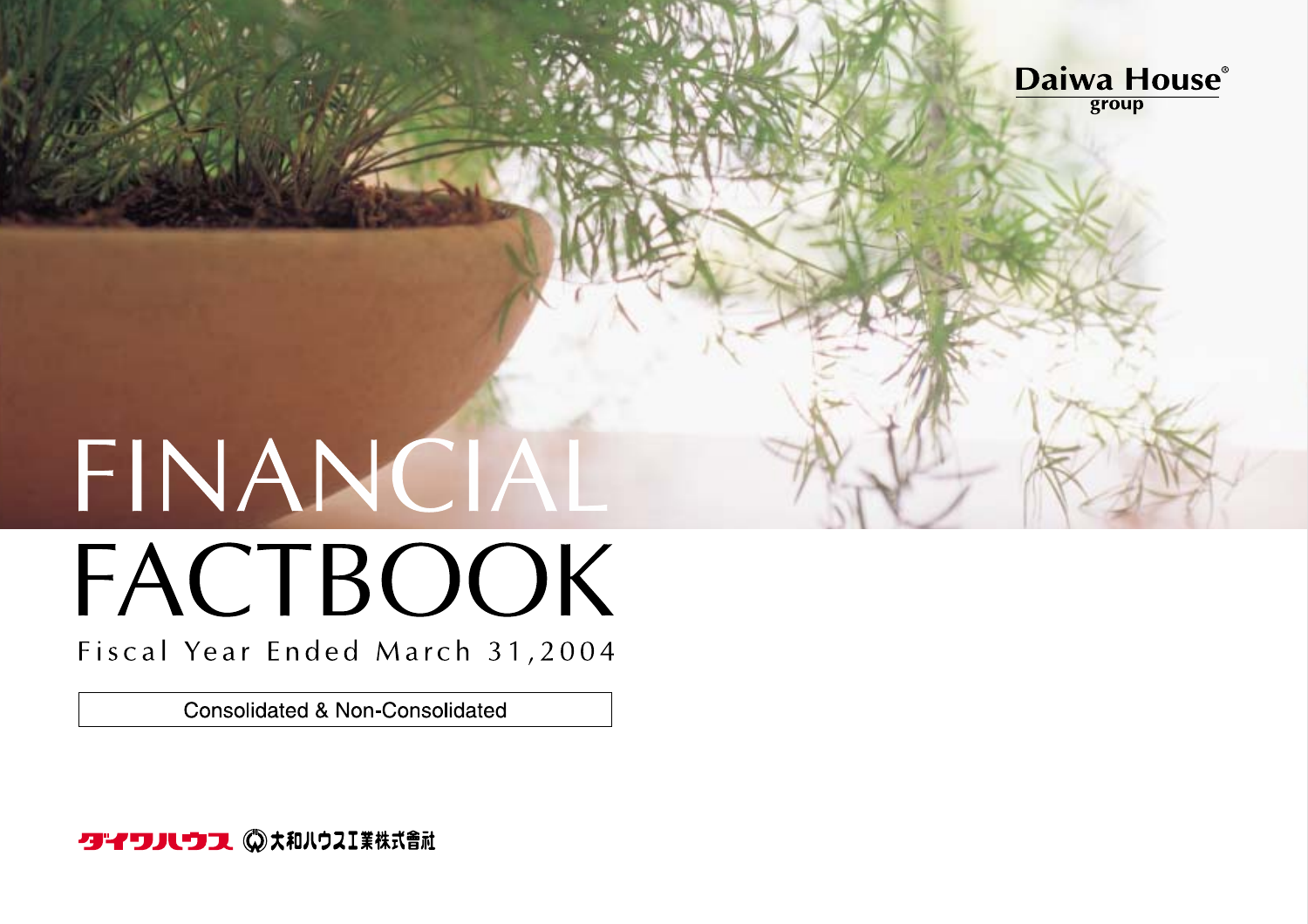Daiwa House® group

# FINANCIAL FACTBOOK

Fiscal Year Ended March 31,2004

Consolidated & Non-Consolidated

ダイワハウス 大和ハウス工業株式會社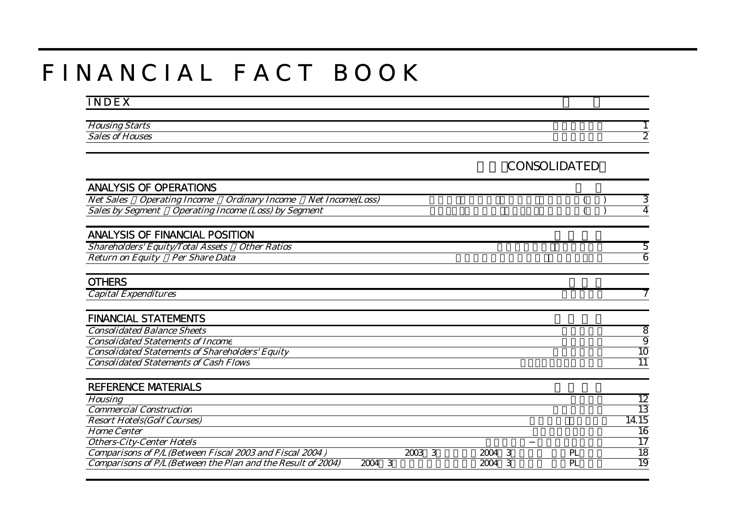# FINANCIAL FACT BOOK

## INDEX

| | |
|---|---|
| *Housing Starts* | 1 |
| *Sales of Houses* | 2 |

CONSOLIDATED

### ANALYSIS OF OPERATIONS

| | | |
|---|---|---|
| *Net Sales Operating Income Ordinary Income Net Income(Loss)* | ( ) | 3 |
| *Sales by Segment Operating Income (Loss) by Segment* | ( ) | 4 |

### ANALYSIS OF FINANCIAL POSITION

| | |
|---|---|
| *Shareholders' Equity/Total Assets Other Ratios* | 5 |
| *Return on Equity Per Share Data* | 6 |

### OTHERS

| | |
|---|---|
| *Capital Expenditures* | 7 |

### FINANCIAL STATEMENTS

| | |
|---|---|
| *Consolidated Balance Sheets* | 8 |
| *Consolidated Statements of Income* | 9 |
| *Consolidated Statements of Shareholders' Equity* | 10 |
| *Consolidated Statements of Cash Flows* | 11 |

### REFERENCE MATERIALS

| | | |
|---|---|---|
| *Housing* | | 12 |
| *Commercial Construction* | | 13 |
| *Resort Hotels(Golf Courses)* | | 14.15 |
| *Home Center* | | 16 |
| *Others-City-Center Hotels* | − | 17 |
| *Comparisons of P/L (Between Fiscal 2003 and Fiscal 2004 )* | 2003 3 2004 3 PL | 18 |
| *Comparisons of P/L (Between the Plan and the Result of 2004)* | 2004 3 2004 3 PL | 19 |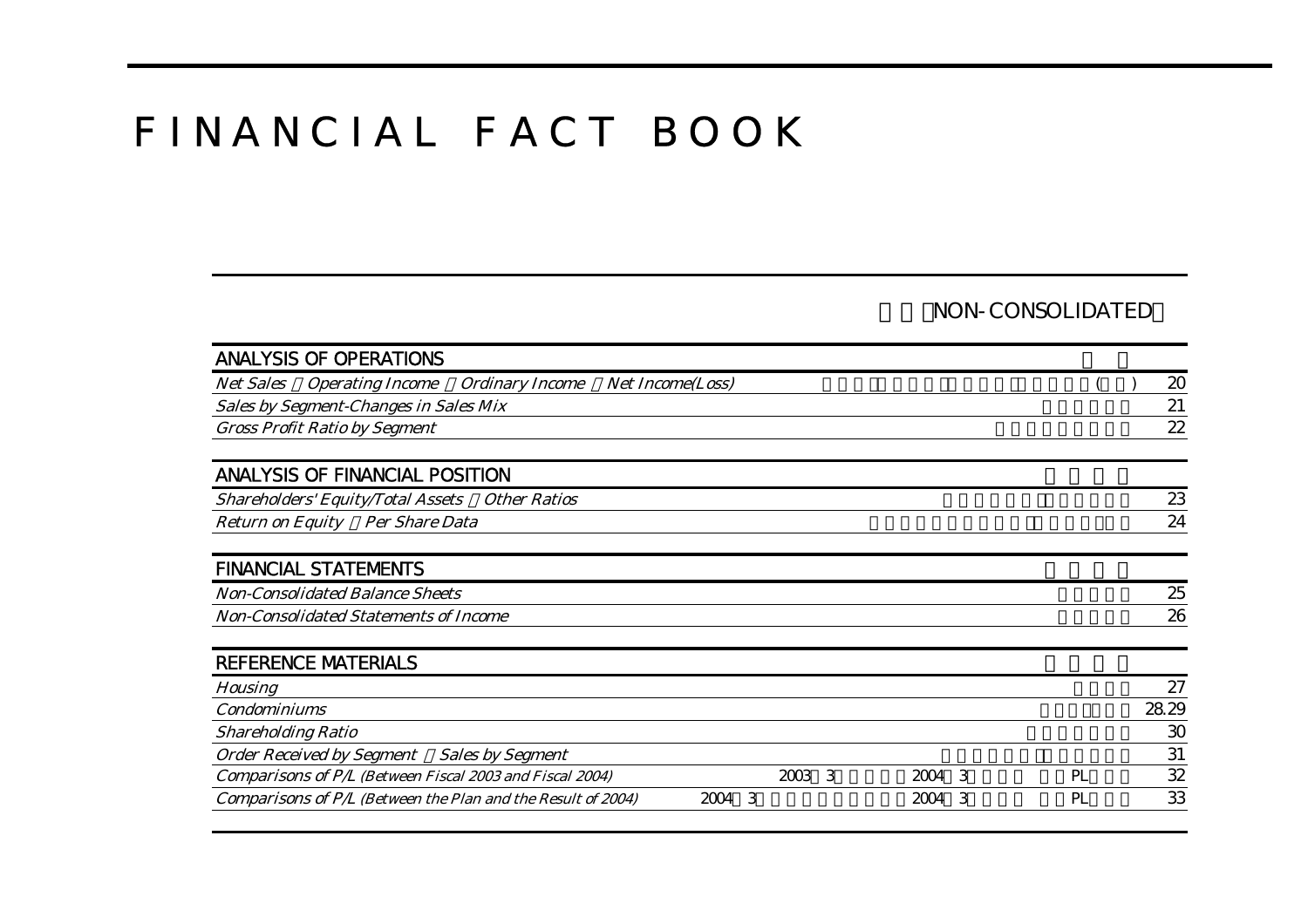# FINANCIAL FACT BOOK

## NON-CONSOLIDATED

| ANALYSIS OF OPERATIONS | | |
|---|---|---|
| *Net Sales Operating Income Ordinary Income Net Income(Loss)* | ( ) | 20 |
| *Sales by Segment-Changes in Sales Mix* | | 21 |
| *Gross Profit Ratio by Segment* | | 22 |

| ANALYSIS OF FINANCIAL POSITION | | |
|---|---|---|
| *Shareholders' Equity/Total Assets Other Ratios* | | 23 |
| *Return on Equity Per Share Data* | | 24 |

| FINANCIAL STATEMENTS | | |
|---|---|---|
| *Non-Consolidated Balance Sheets* | | 25 |
| *Non-Consolidated Statements of Income* | | 26 |

| REFERENCE MATERIALS | | |
|---|---|---|
| *Housing* | | 27 |
| *Condominiums* | | 28.29 |
| *Shareholding Ratio* | | 30 |
| *Order Received by Segment Sales by Segment* | | 31 |
| *Comparisons of P/L (Between Fiscal 2003 and Fiscal 2004)* | 2003 3 2004 3 PL | 32 |
| *Comparisons of P/L (Between the Plan and the Result of 2004)* | 2004 3 2004 3 PL | 33 |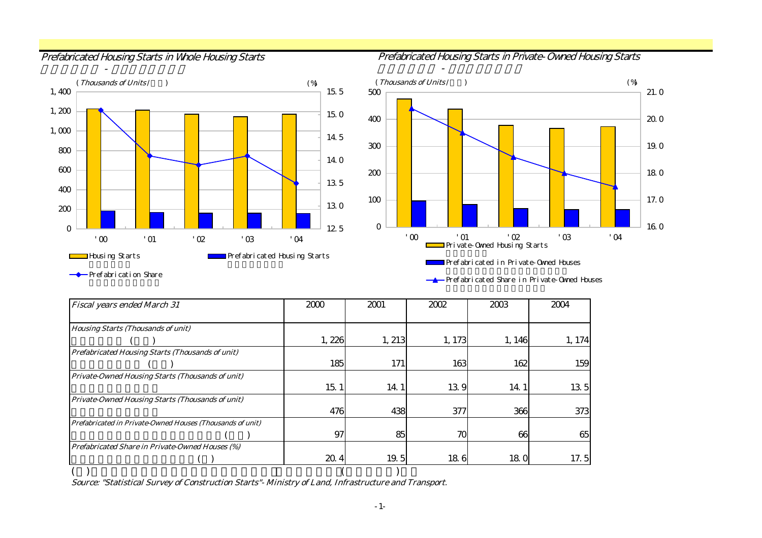## Prefabricated Housing Starts in Whole Housing Starts

## Prefabricated Housing Starts in Private-Owned Housing Starts

| Fiscal years ended March 31 | 2000 | 2001 | 2002 | 2003 | 2004 |
|---|---|---|---|---|---|
| Housing Starts (Thousands of unit) | 1,226 | 1,213 | 1,173 | 1,146 | 1,174 |
| Prefabricated Housing Starts (Thousands of unit) | 185 | 171 | 163 | 162 | 159 |
| Private-Owned Housing Starts (Thousands of unit) | 15.1 | 14.1 | 13.9 | 14.1 | 13.5 |
| Private-Owned Housing Starts (Thousands of unit) | 476 | 438 | 377 | 366 | 373 |
| Prefabricated in Private-Owned Houses (Thousands of unit) | 97 | 85 | 70 | 66 | 65 |
| Prefabricated Share in Private-Owned Houses (%) | 20.4 | 19.5 | 18.6 | 18.0 | 17.5 |

*Source: "Statistical Survey of Construction Starts"- Ministry of Land, Infrastructure and Transport.*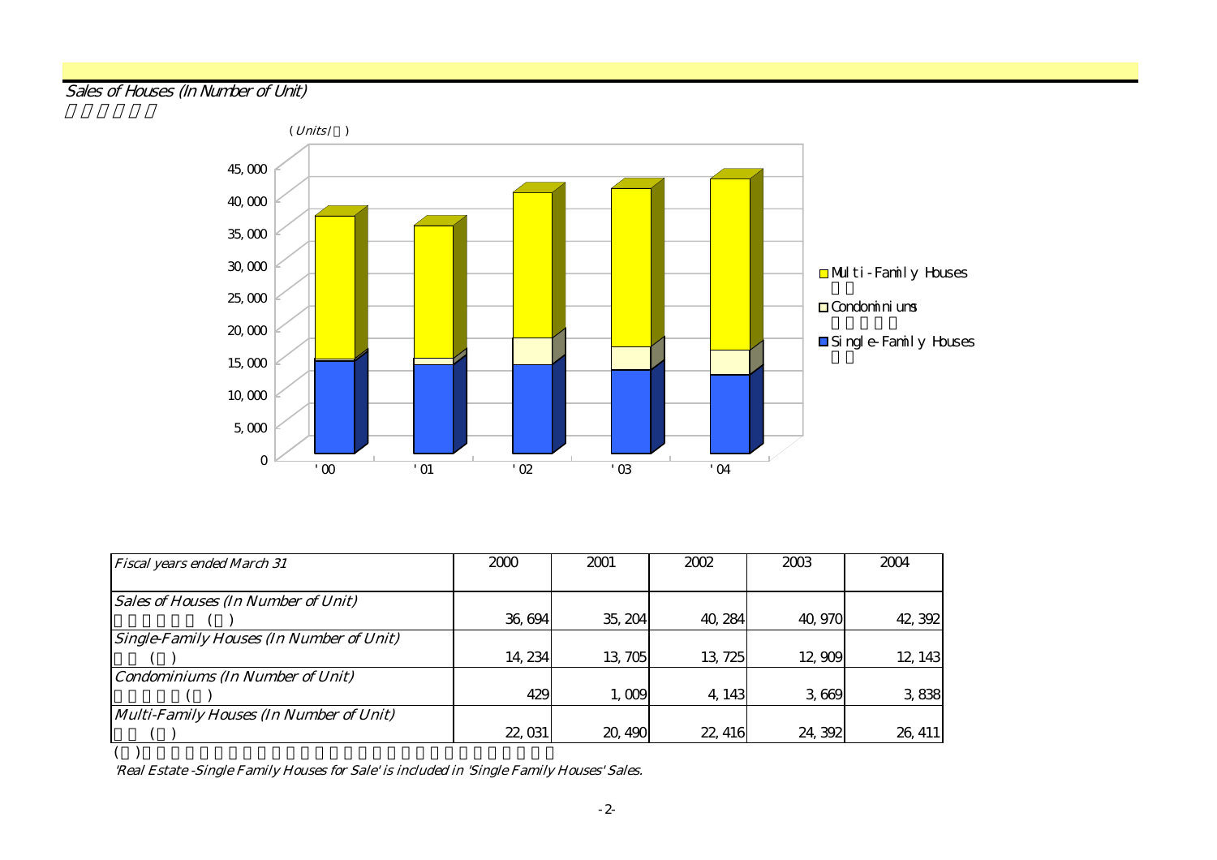## Sales of Houses (In Number of Unit)

(Units/ )

- Multi-Family Houses
- Condominiums
- Single-Family Houses

| Fiscal years ended March 31 | 2000 | 2001 | 2002 | 2003 | 2004 |
|---|---|---|---|---|---|
| Sales of Houses (In Number of Unit) | 36,694 | 35,204 | 40,284 | 40,970 | 42,392 |
| Single-Family Houses (In Number of Unit) | 14,234 | 13,705 | 13,725 | 12,909 | 12,143 |
| Condominiums (In Number of Unit) | 429 | 1,009 | 4,143 | 3,669 | 3,838 |
| Multi-Family Houses (In Number of Unit) | 22,031 | 20,490 | 22,416 | 24,392 | 26,411 |

'Real Estate -Single Family Houses for Sale' is included in 'Single Family Houses' Sales.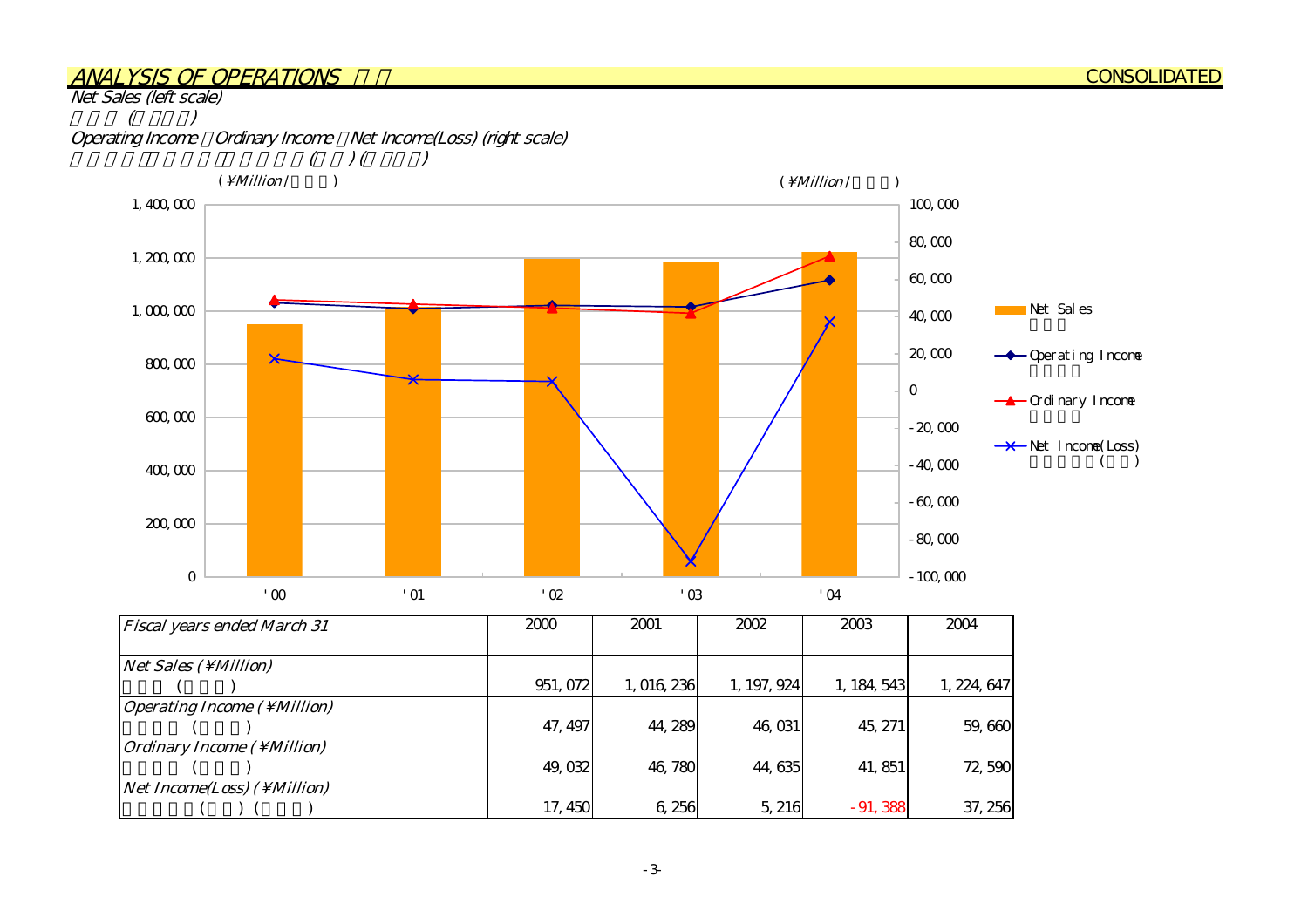## ANALYSIS OF OPERATIONS

CONSOLIDATED

*Net Sales (left scale)*

*Operating Income ・Ordinary Income ・Net Income(Loss) (right scale)*

(¥Million)

| Fiscal years ended March 31 | 2000 | 2001 | 2002 | 2003 | 2004 |
|---|---|---|---|---|---|
| *Net Sales (¥Million)* | 951,072 | 1,016,236 | 1,197,924 | 1,184,543 | 1,224,647 |
| *Operating Income (¥Million)* | 47,497 | 44,289 | 46,031 | 45,271 | 59,660 |
| *Ordinary Income (¥Million)* | 49,032 | 46,780 | 44,635 | 41,851 | 72,590 |
| *Net Income(Loss) (¥Million)* | 17,450 | 6,256 | 5,216 | -91,388 | 37,256 |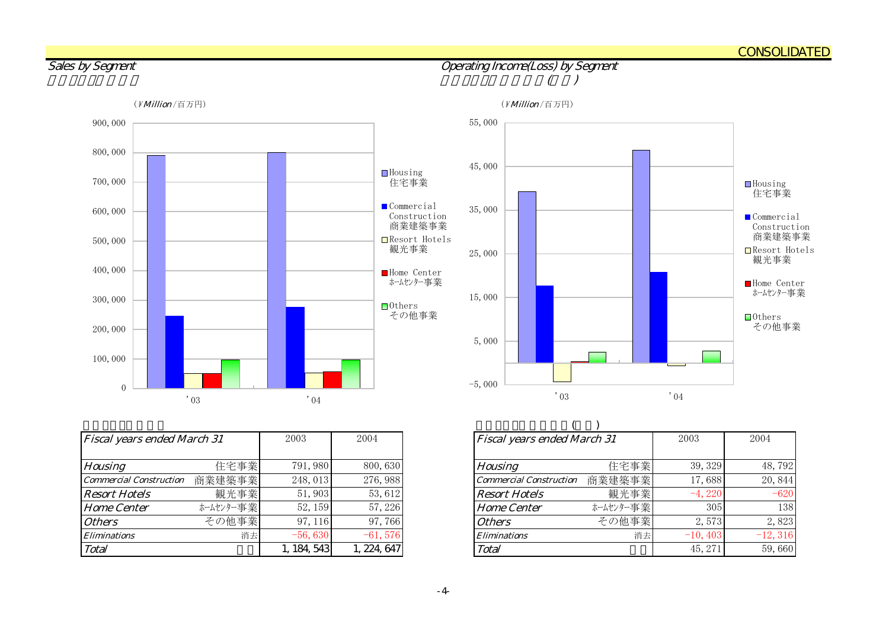CONSOLIDATED

## Sales by Segment

(¥Million/百万円)

| Fiscal years ended March 31 | | 2003 | 2004 |
|---|---|---|---|
| Housing | 住宅事業 | 791,980 | 800,630 |
| Commercial Construction | 商業建築事業 | 248,013 | 276,988 |
| Resort Hotels | 観光事業 | 51,903 | 53,612 |
| Home Center | ホームセンター事業 | 52,159 | 57,226 |
| Others | その他事業 | 97,116 | 97,766 |
| Eliminations | 消去 | -56,630 | -61,576 |
| Total | | 1,184,543 | 1,224,647 |

## Operating Income(Loss) by Segment

(¥Million/百万円)

| Fiscal years ended March 31 | | 2003 | 2004 |
|---|---|---|---|
| Housing | 住宅事業 | 39,329 | 48,792 |
| Commercial Construction | 商業建築事業 | 17,688 | 20,844 |
| Resort Hotels | 観光事業 | -4,220 | -620 |
| Home Center | ホームセンター事業 | 305 | 138 |
| Others | その他事業 | 2,573 | 2,823 |
| Eliminations | 消去 | -10,403 | -12,316 |
| Total | | 45,271 | 59,660 |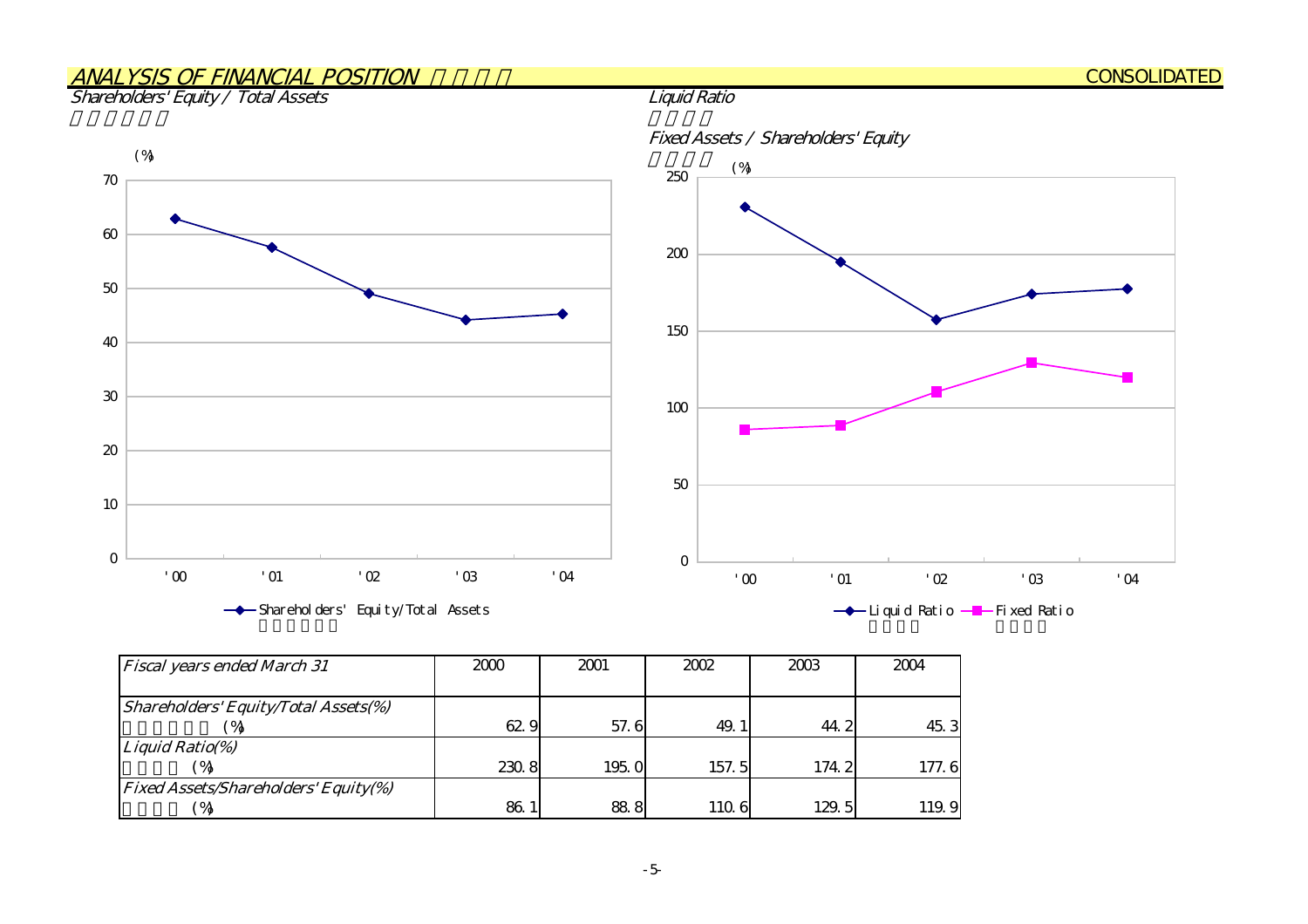## ANALYSIS OF FINANCIAL POSITION

CONSOLIDATED

### Shareholders' Equity / Total Assets

### Liquid Ratio

### Fixed Assets / Shareholders' Equity

| *Fiscal years ended March 31* | 2000 | 2001 | 2002 | 2003 | 2004 |
|---|---|---|---|---|---|
| *Shareholders' Equity/Total Assets(%)* (%) | 62.9 | 57.6 | 49.1 | 44.2 | 45.3 |
| *Liquid Ratio(%)* (%) | 230.8 | 195.0 | 157.5 | 174.2 | 177.6 |
| *Fixed Assets/Shareholders' Equity(%)* (%) | 86.1 | 88.8 | 110.6 | 129.5 | 119.9 |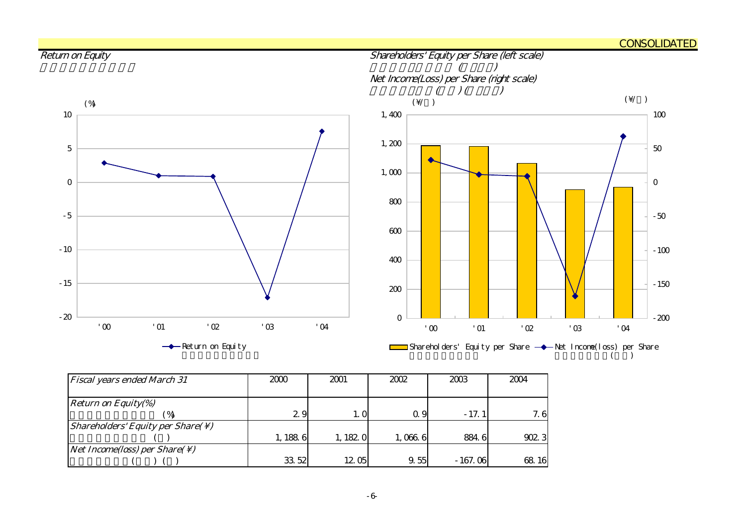CONSOLIDATED

## Return on Equity

## Shareholders' Equity per Share (left scale)
## Net Income(Loss) per Share (right scale)

| Fiscal years ended March 31 | 2000 | 2001 | 2002 | 2003 | 2004 |
|---|---|---|---|---|---|
| Return on Equity(%) | 2.9 | 1.0 | 0.9 | -17.1 | 7.6 |
| Shareholders' Equity per Share(¥) | 1,188.6 | 1,182.0 | 1,066.6 | 884.6 | 902.3 |
| Net Income(loss) per Share(¥) | 33.52 | 12.05 | 9.55 | -167.06 | 68.16 |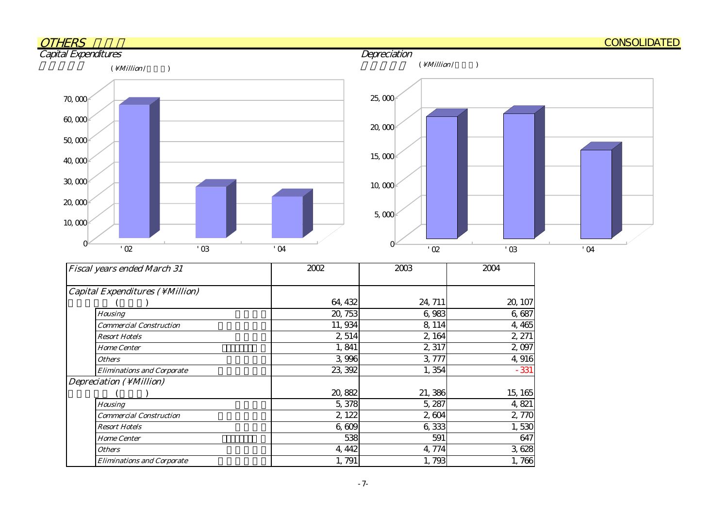# OTHERS

CONSOLIDATED

## Capital Expenditures

(¥Million/ )

| | '02 | '03 | '04 |
|---|---|---|---|
| Capital Expenditures | 64,432 | 24,711 | 20,107 |

## Depreciation

(¥Million/ )

| | '02 | '03 | '04 |
|---|---|---|---|
| Depreciation | 20,882 | 21,386 | 15,165 |

| Fiscal years ended March 31 | 2002 | 2003 | 2004 |
|---|---|---|---|
| **Capital Expenditures (¥Million)** | 64,432 | 24,711 | 20,107 |
| Housing | 20,753 | 6,983 | 6,687 |
| Commercial Construction | 11,934 | 8,114 | 4,465 |
| Resort Hotels | 2,514 | 2,164 | 2,271 |
| Home Center | 1,841 | 2,317 | 2,097 |
| Others | 3,996 | 3,777 | 4,916 |
| Eliminations and Corporate | 23,392 | 1,354 | -331 |
| **Depreciation (¥Million)** | 20,882 | 21,386 | 15,165 |
| Housing | 5,378 | 5,287 | 4,821 |
| Commercial Construction | 2,122 | 2,604 | 2,770 |
| Resort Hotels | 6,609 | 6,333 | 1,530 |
| Home Center | 538 | 591 | 647 |
| Others | 4,442 | 4,774 | 3,628 |
| Eliminations and Corporate | 1,791 | 1,793 | 1,766 |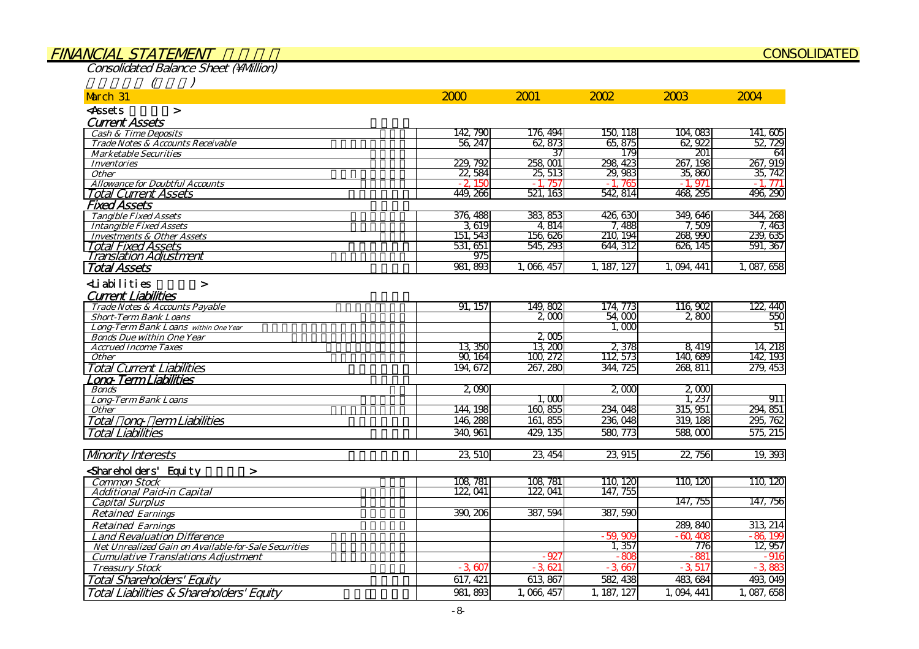## FINANCIAL STATEMENT

CONSOLIDATED

### Consolidated Balance Sheet (¥Million)

| March 31 | 2000 | 2001 | 2002 | 2003 | 2004 |
|---|---|---|---|---|---|
| **<Assets>** | | | | | |
| ***Current Assets*** | | | | | |
| *Cash & Time Deposits* | 142,790 | 176,494 | 150,118 | 104,083 | 141,605 |
| *Trade Notes & Accounts Receivable* | 56,247 | 62,873 | 65,875 | 62,922 | 52,729 |
| *Marketable Securities* | | 37 | 179 | 201 | 64 |
| *Inventories* | 229,792 | 258,001 | 298,423 | 267,198 | 267,919 |
| *Other* | 22,584 | 25,513 | 29,983 | 35,860 | 35,742 |
| *Allowance for Doubtful Accounts* | -2,150 | -1,757 | -1,765 | -1,971 | -1,771 |
| *Total Current Assets* | 449,266 | 521,163 | 542,814 | 468,295 | 496,290 |
| ***Fixed Assets*** | | | | | |
| *Tangible Fixed Assets* | 376,488 | 383,853 | 426,630 | 349,646 | 344,268 |
| *Intangible Fixed Assets* | 3,619 | 4,814 | 7,488 | 7,509 | 7,463 |
| *Investments & Other Assets* | 151,543 | 156,626 | 210,194 | 268,990 | 239,635 |
| *Total Fixed Assets* | 531,651 | 545,293 | 644,312 | 626,145 | 591,367 |
| *Translation Adjustment* | 975 | | | | |
| *Total Assets* | 981,893 | 1,066,457 | 1,187,127 | 1,094,441 | 1,087,658 |
| **<Liabilities>** | | | | | |
| ***Current Liabilities*** | | | | | |
| *Trade Notes & Accounts Payable* | 91,157 | 149,802 | 174,773 | 116,902 | 122,440 |
| *Short-Term Bank Loans* | | 2,000 | 54,000 | 2,800 | 550 |
| *Long-Term Bank Loans within One Year* | | | 1,000 | | 51 |
| *Bonds Due within One Year* | | 2,005 | | | |
| *Accrued Income Taxes* | 13,350 | 13,200 | 2,378 | 8,419 | 14,218 |
| *Other* | 90,164 | 100,272 | 112,573 | 140,689 | 142,193 |
| *Total Current Liabilities* | 194,672 | 267,280 | 344,725 | 268,811 | 279,453 |
| ***Long-Term Liabilities*** | | | | | |
| *Bonds* | 2,090 | | 2,000 | 2,000 | |
| *Long-Term Bank Loans* | | 1,000 | | 1,237 | 911 |
| *Other* | 144,198 | 160,855 | 234,048 | 315,951 | 294,851 |
| *Total Long-Term Liabilities* | 146,288 | 161,855 | 236,048 | 319,188 | 295,762 |
| *Total Liabilities* | 340,961 | 429,135 | 580,773 | 588,000 | 575,215 |
| *Minority Interests* | 23,510 | 23,454 | 23,915 | 22,756 | 19,393 |
| **<Shareholders' Equity>** | | | | | |
| *Common Stock* | 108,781 | 108,781 | 110,120 | 110,120 | 110,120 |
| *Additional Paid-in Capital* | 122,041 | 122,041 | 147,755 | | |
| *Capital Surplus* | | | | 147,755 | 147,756 |
| *Retained Earnings* | 390,206 | 387,594 | 387,590 | | |
| *Retained Earnings* | | | | 289,840 | 313,214 |
| *Land Revaluation Difference* | | | -59,909 | -60,408 | -86,199 |
| *Net Unrealized Gain on Available-for-Sale Securities* | | | 1,357 | 776 | 12,957 |
| *Cumulative Translations Adjustment* | | -927 | -808 | -881 | -916 |
| *Treasury Stock* | -3,607 | -3,621 | -3,667 | -3,517 | -3,883 |
| *Total Shareholders' Equity* | 617,421 | 613,867 | 582,438 | 483,684 | 493,049 |
| *Total Liabilities & Shareholders' Equity* | 981,893 | 1,066,457 | 1,187,127 | 1,094,441 | 1,087,658 |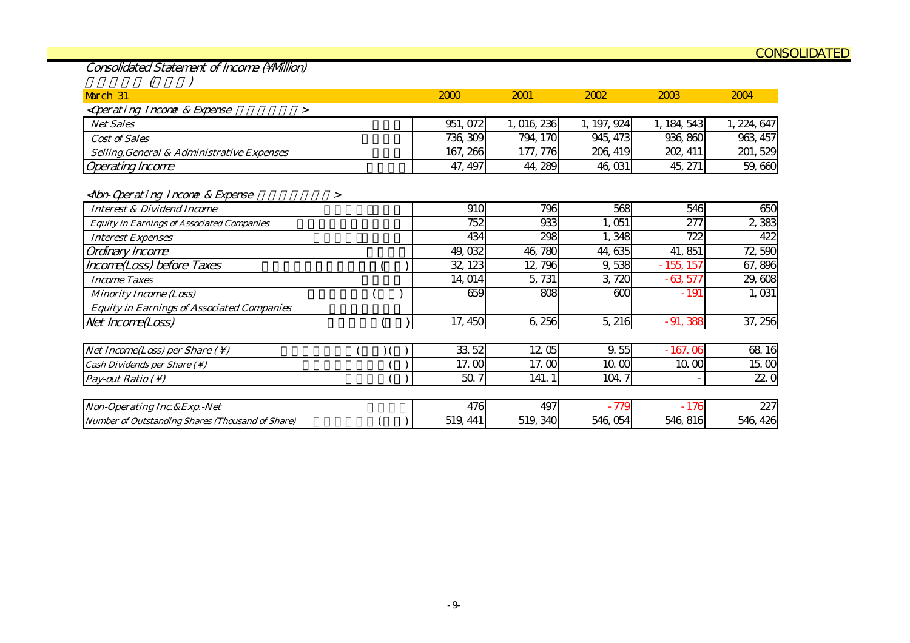CONSOLIDATED

## Consolidated Statement of Income (¥Million)

| March 31 | 2000 | 2001 | 2002 | 2003 | 2004 |
|---|---|---|---|---|---|
| **<Operating Income & Expense >** | | | | | |
| Net Sales | 951,072 | 1,016,236 | 1,197,924 | 1,184,543 | 1,224,647 |
| Cost of Sales | 736,309 | 794,170 | 945,473 | 936,860 | 963,457 |
| Selling,General & Administrative Expenses | 167,266 | 177,776 | 206,419 | 202,411 | 201,529 |
| Operating Income | 47,497 | 44,289 | 46,031 | 45,271 | 59,660 |
| **<Non-Operating Income & Expense >** | | | | | |
| Interest & Dividend Income | 910 | 796 | 568 | 546 | 650 |
| Equity in Earnings of Associated Companies | 752 | 933 | 1,051 | 277 | 2,383 |
| Interest Expenses | 434 | 298 | 1,348 | 722 | 422 |
| Ordinary Income | 49,032 | 46,780 | 44,635 | 41,851 | 72,590 |
| Income(Loss) before Taxes | 32,123 | 12,796 | 9,538 | -155,157 | 67,896 |
| Income Taxes | 14,014 | 5,731 | 3,720 | -63,577 | 29,608 |
| Minority Income (Loss) | 659 | 808 | 600 | -191 | 1,031 |
| Equity in Earnings of Associated Companies | | | | | |
| Net Income(Loss) | 17,450 | 6,256 | 5,216 | -91,388 | 37,256 |

| | 2000 | 2001 | 2002 | 2003 | 2004 |
|---|---|---|---|---|---|
| Net Income(Loss) per Share (¥) | 33.52 | 12.05 | 9.55 | -167.06 | 68.16 |
| Cash Dividends per Share (¥) | 17.00 | 17.00 | 10.00 | 10.00 | 15.00 |
| Pay-out Ratio (¥) | 50.7 | 141.1 | 104.7 | - | 22.0 |

| | 2000 | 2001 | 2002 | 2003 | 2004 |
|---|---|---|---|---|---|
| Non-Operating Inc.&Exp.-Net | 476 | 497 | -779 | -176 | 227 |
| Number of Outstanding Shares (Thousand of Share) | 519,441 | 519,340 | 546,054 | 546,816 | 546,426 |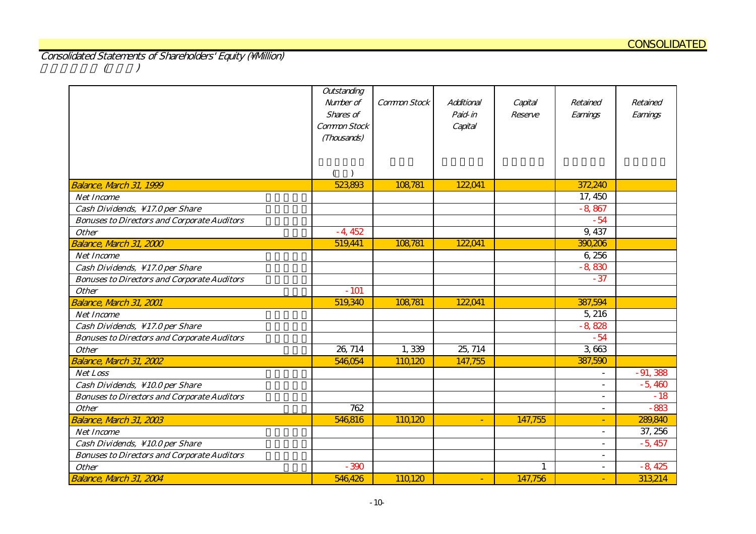# Consolidated Statements of Shareholders' Equity (¥Million)

| | Outstanding Number of Shares of Common Stock (Thousands) | Common Stock | Additional Paid-in Capital | Capital Reserve | Retained Earnings | Retained Earnings |
|---|---|---|---|---|---|---|
| Balance, March 31, 1999 | 523,893 | 108,781 | 122,041 | | 372,240 | |
| Net Income | | | | | 17,450 | |
| Cash Dividends, ¥17.0 per Share | | | | | -8,867 | |
| Bonuses to Directors and Corporate Auditors | | | | | -54 | |
| Other | -4,452 | | | | 9,437 | |
| Balance, March 31, 2000 | 519,441 | 108,781 | 122,041 | | 390,206 | |
| Net Income | | | | | 6,256 | |
| Cash Dividends, ¥17.0 per Share | | | | | -8,830 | |
| Bonuses to Directors and Corporate Auditors | | | | | -37 | |
| Other | -101 | | | | | |
| Balance, March 31, 2001 | 519,340 | 108,781 | 122,041 | | 387,594 | |
| Net Income | | | | | 5,216 | |
| Cash Dividends, ¥17.0 per Share | | | | | -8,828 | |
| Bonuses to Directors and Corporate Auditors | | | | | -54 | |
| Other | 26,714 | 1,339 | 25,714 | | 3,663 | |
| Balance, March 31, 2002 | 546,054 | 110,120 | 147,755 | | 387,590 | |
| Net Loss | | | | | - | -91,388 |
| Cash Dividends, ¥10.0 per Share | | | | | - | -5,460 |
| Bonuses to Directors and Corporate Auditors | | | | | - | -18 |
| Other | 762 | | | | - | -883 |
| Balance, March 31, 2003 | 546,816 | 110,120 | - | 147,755 | - | 289,840 |
| Net Income | | | | | - | 37,256 |
| Cash Dividends, ¥10.0 per Share | | | | | - | -5,457 |
| Bonuses to Directors and Corporate Auditors | | | | | - | |
| Other | -390 | | | 1 | - | -8,425 |
| Balance, March 31, 2004 | 546,426 | 110,120 | - | 147,756 | - | 313,214 |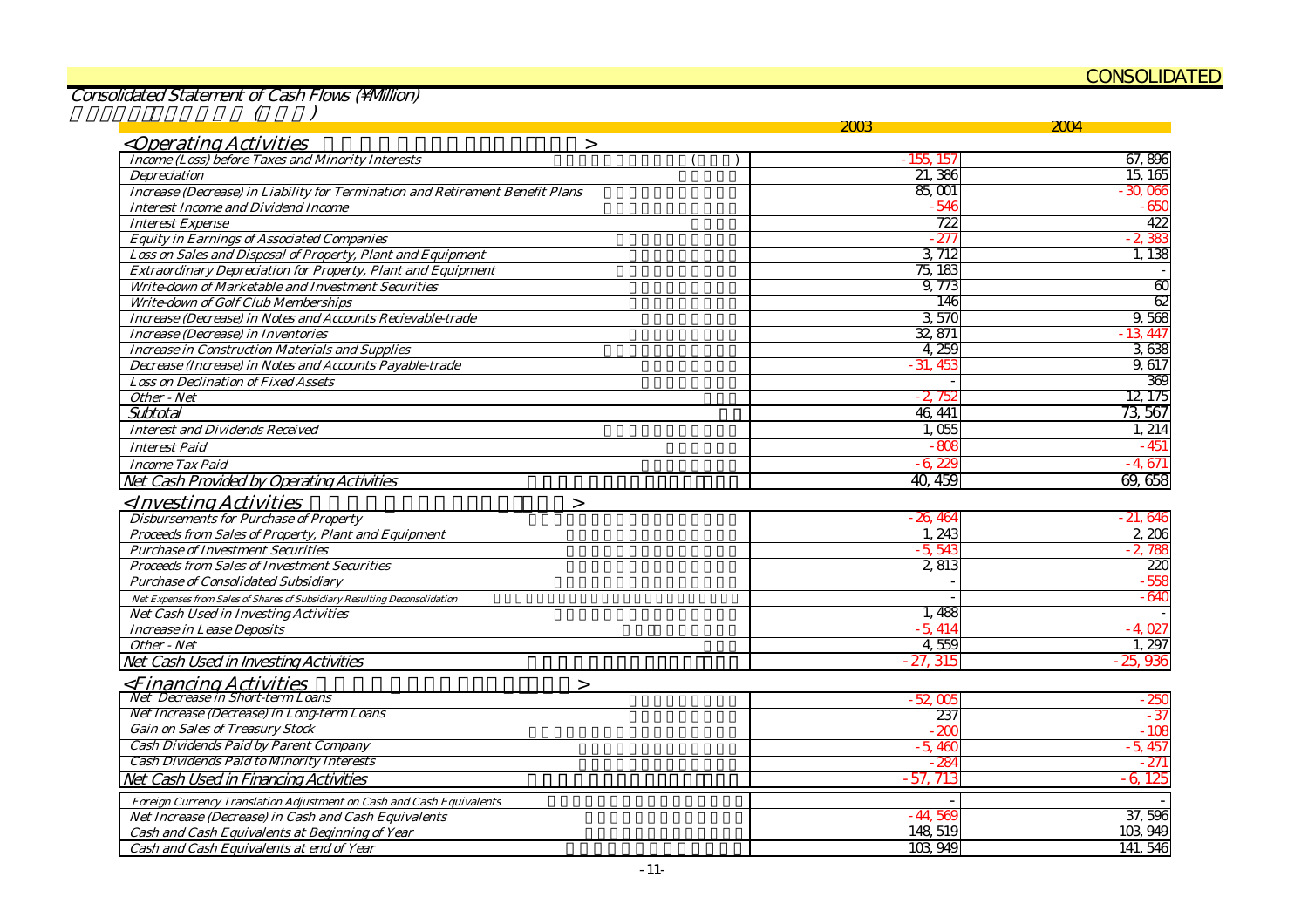CONSOLIDATED

## Consolidated Statement of Cash Flows (¥Million)

| | 2003 | 2004 |
|---|---|---|
| **<Operating Activities>** | | |
| Income (Loss) before Taxes and Minority Interests | -155,157 | 67,896 |
| Depreciation | 21,386 | 15,165 |
| Increase (Decrease) in Liability for Termination and Retirement Benefit Plans | 85,001 | -30,066 |
| Interest Income and Dividend Income | -546 | -650 |
| Interest Expense | 722 | 422 |
| Equity in Earnings of Associated Companies | -277 | -2,383 |
| Loss on Sales and Disposal of Property, Plant and Equipment | 3,712 | 1,138 |
| Extraordinary Depreciation for Property, Plant and Equipment | 75,183 | - |
| Write-down of Marketable and Investment Securities | 9,773 | 60 |
| Write-down of Golf Club Memberships | 146 | 62 |
| Increase (Decrease) in Notes and Accounts Recievable-trade | 3,570 | 9,568 |
| Increase (Decrease) in Inventories | 32,871 | -13,447 |
| Increase in Construction Materials and Supplies | 4,259 | 3,638 |
| Decrease (Increase) in Notes and Accounts Payable-trade | -31,453 | 9,617 |
| Loss on Declination of Fixed Assets | - | 369 |
| Other - Net | -2,752 | 12,175 |
| Subtotal | 46,441 | 73,567 |
| Interest and Dividends Received | 1,055 | 1,214 |
| Interest Paid | -808 | -451 |
| Income Tax Paid | -6,229 | -4,671 |
| Net Cash Provided by Operating Activities | 40,459 | 69,658 |
| **<Investing Activities>** | | |
| Disbursements for Purchase of Property | -26,464 | -21,646 |
| Proceeds from Sales of Property, Plant and Equipment | 1,243 | 2,206 |
| Purchase of Investment Securities | -5,543 | -2,788 |
| Proceeds from Sales of Investment Securities | 2,813 | 220 |
| Purchase of Consolidated Subsidiary | - | -558 |
| Net Expenses from Sales of Shares of Subsidiary Resulting Deconsolidation | - | -640 |
| Net Cash Used in Investing Activities | 1,488 | - |
| Increase in Lease Deposits | -5,414 | -4,027 |
| Other - Net | 4,559 | 1,297 |
| Net Cash Used in Investing Activities | -27,315 | -25,936 |
| **<Financing Activities>** | | |
| Net Decrease in Short-term Loans | -52,005 | -250 |
| Net Increase (Decrease) in Long-term Loans | 237 | -37 |
| Gain on Sales of Treasury Stock | -200 | -108 |
| Cash Dividends Paid by Parent Company | -5,460 | -5,457 |
| Cash Dividends Paid to Minority Interests | -284 | -271 |
| Net Cash Used in Financing Activities | -57,713 | -6,125 |
| Foreign Currency Translation Adjustment on Cash and Cash Equivalents | - | - |
| Net Increase (Decrease) in Cash and Cash Equivalents | -44,569 | 37,596 |
| Cash and Cash Equivalents at Beginning of Year | 148,519 | 103,949 |
| Cash and Cash Equivalents at end of Year | 103,949 | 141,546 |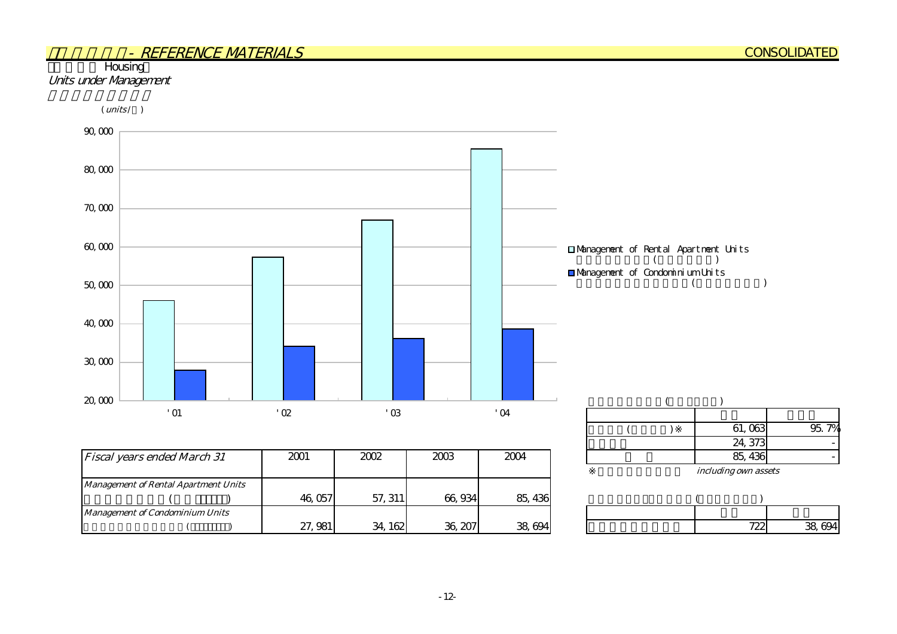## - REFERENCE MATERIALS

CONSOLIDATED

Housing

*Units under Management*

( *units* / )

- Management of Rental Apartment Units ( )
- Management of Condominium Units ( )

| *Fiscal years ended March 31* | 2001 | 2002 | 2003 | 2004 |
|---|---|---|---|---|
| *Management of Rental Apartment Units* ( ) | 46,057 | 57,311 | 66,934 | 85,436 |
| *Management of Condominium Units* ( ) | 27,981 | 34,162 | 36,207 | 38,694 |

( )

| | | |
|---|---|---|
| ( ) ※ | 61,063 | 95.7% |
| | 24,373 | - |
| | 85,436 | - |

※ *including own assets*

( )

| | | |
|---|---|---|
| | 722 | 38,694 |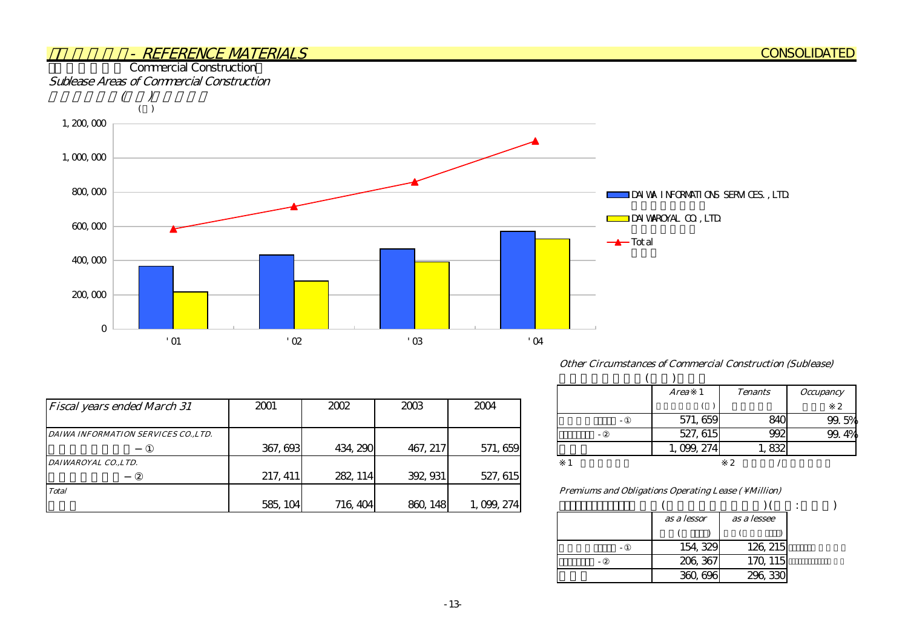## - REFERENCE MATERIALS

CONSOLIDATED

Commercial Construction

*Sublease Areas of Commercial Construction*

| *Fiscal years ended March 31* | 2001 | 2002 | 2003 | 2004 |
|---|---|---|---|---|
| *DAIWA INFORMATION SERVICES CO.,LTD.* －① | 367,693 | 434,290 | 467,217 | 571,659 |
| *DAIWAROYAL CO.,LTD.* －② | 217,411 | 282,114 | 392,931 | 527,615 |
| *Total* | 585,104 | 716,404 | 860,148 | 1,099,274 |

*Other Circumstances of Commercial Construction (Sublease)*

| | *Area*※1 | *Tenants* | *Occupancy* ※2 |
|---|---|---|---|
| -① | 571,659 | 840 | 99.5% |
| -② | 527,615 | 992 | 99.4% |
| | 1,099,274 | 1,832 | |

※1　　※2 /

*Premiums and Obligations Operating Lease (¥Million)*

| | *as a lessor* | *as a lessee* |
|---|---|---|
| -① | 154,329 | 126,215 |
| -② | 206,367 | 170,115 |
| | 360,696 | 296,330 |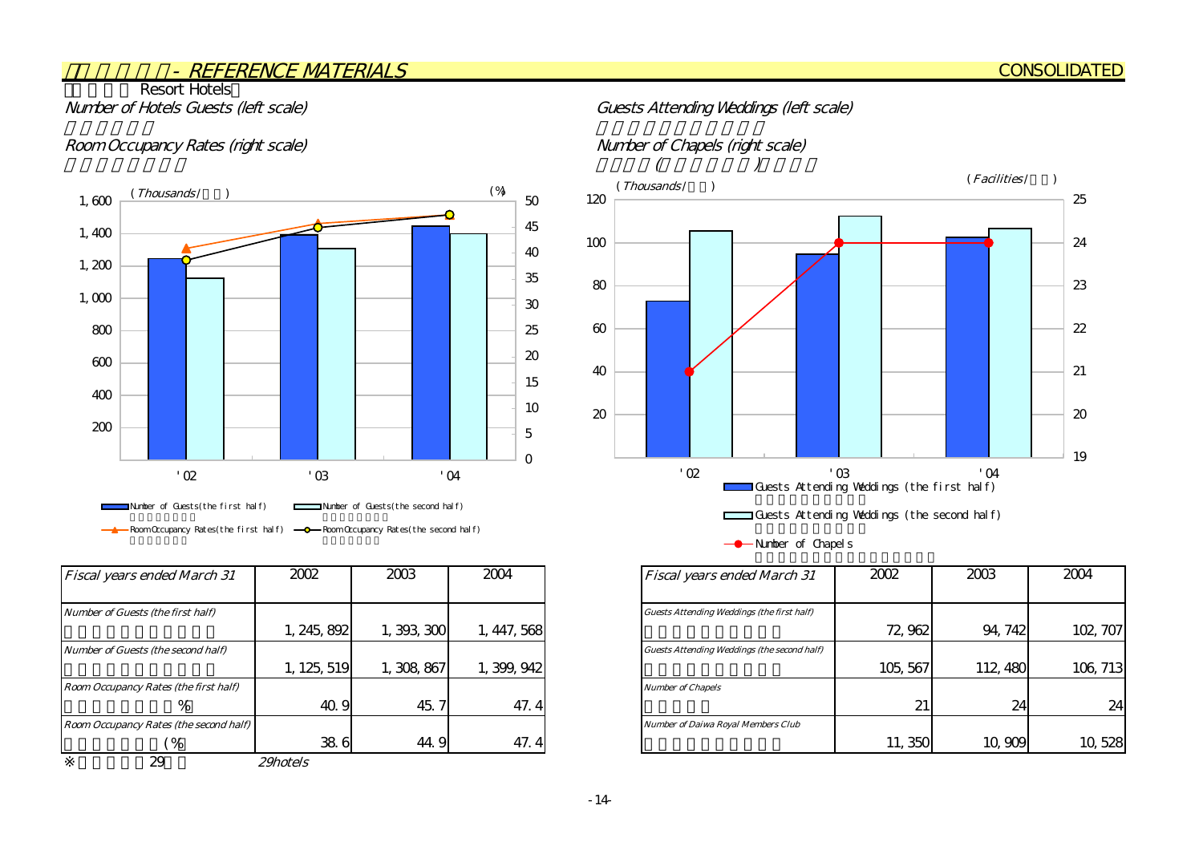## - REFERENCE MATERIALS

CONSOLIDATED

### Resort Hotels

*Number of Hotels Guests (left scale)*

*Room Occupancy Rates (right scale)*

*Guests Attending Weddings (left scale)*

*Number of Chapels (right scale)*

| *Fiscal years ended March 31* | 2002 | 2003 | 2004 |
|---|---|---|---|
| *Number of Guests (the first half)* | 1,245,892 | 1,393,300 | 1,447,568 |
| *Number of Guests (the second half)* | 1,125,519 | 1,308,867 | 1,399,942 |
| *Room Occupancy Rates (the first half)* % | 40.9 | 45.7 | 47.4 |
| *Room Occupancy Rates (the second half)* (%) | 38.6 | 44.9 | 47.4 |

※ 29 *29hotels*

| *Fiscal years ended March 31* | 2002 | 2003 | 2004 |
|---|---|---|---|
| *Guests Attending Weddings (the first half)* | 72,962 | 94,742 | 102,707 |
| *Guests Attending Weddings (the second half)* | 105,567 | 112,480 | 106,713 |
| *Number of Chapels* | 21 | 24 | 24 |
| *Number of Daiwa Royal Members Club* | 11,350 | 10,909 | 10,528 |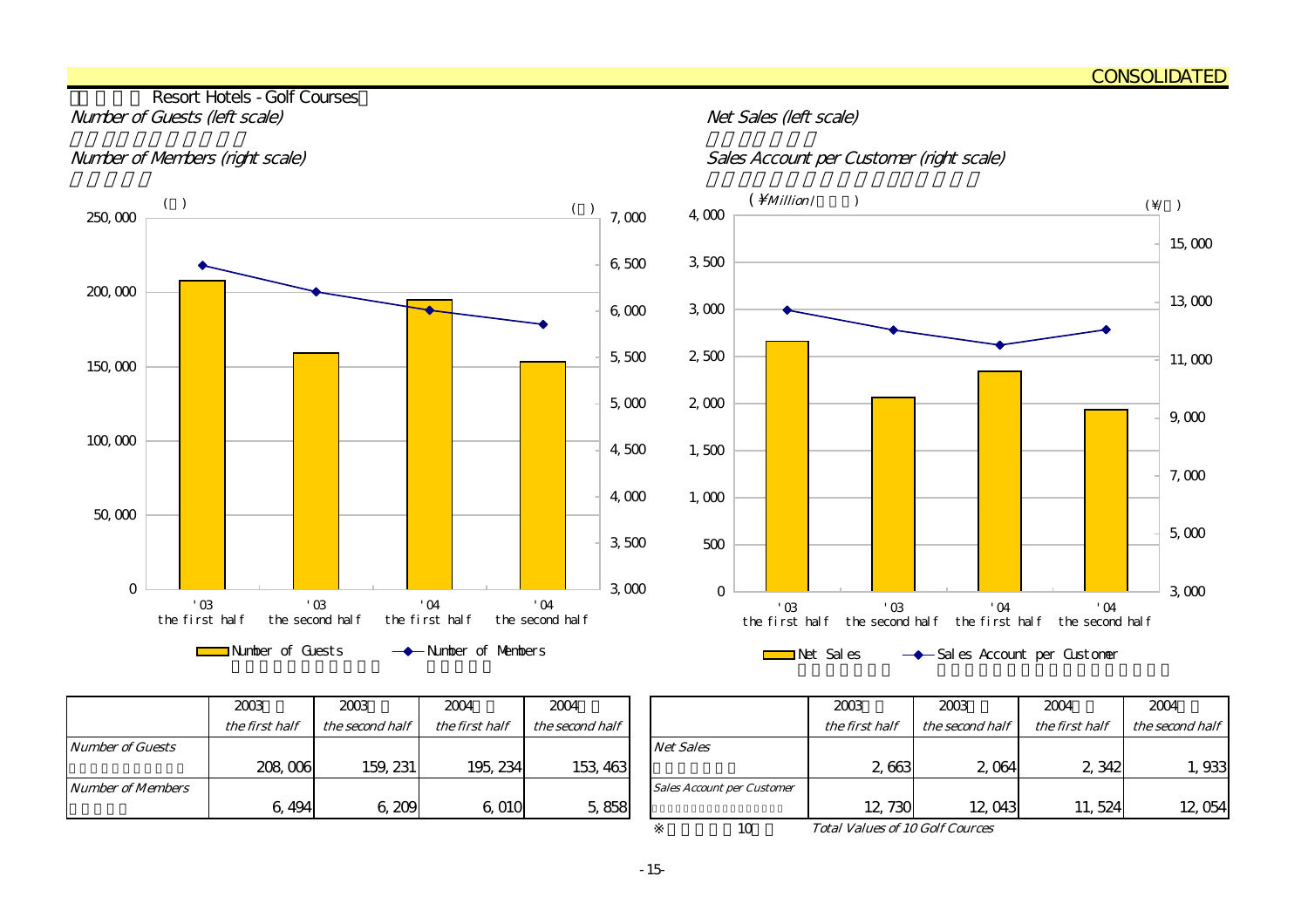CONSOLIDATED

## Resort Hotels - Golf Courses

*Number of Guests (left scale)*

*Number of Members (right scale)*

*Net Sales (left scale)*

*Sales Account per Customer (right scale)*

|  | 2003 *the first half* | 2003 *the second half* | 2004 *the first half* | 2004 *the second half* |
|---|---|---|---|---|
| *Number of Guests* | 208,006 | 159,231 | 195,234 | 153,463 |
| *Number of Members* | 6,494 | 6,209 | 6,010 | 5,858 |

|  | 2003 *the first half* | 2003 *the second half* | 2004 *the first half* | 2004 *the second half* |
|---|---|---|---|---|
| *Net Sales* | 2,663 | 2,064 | 2,342 | 1,933 |
| *Sales Account per Customer* | 12,730 | 12,043 | 11,524 | 12,054 |

※ 10 *Total Values of 10 Golf Cources*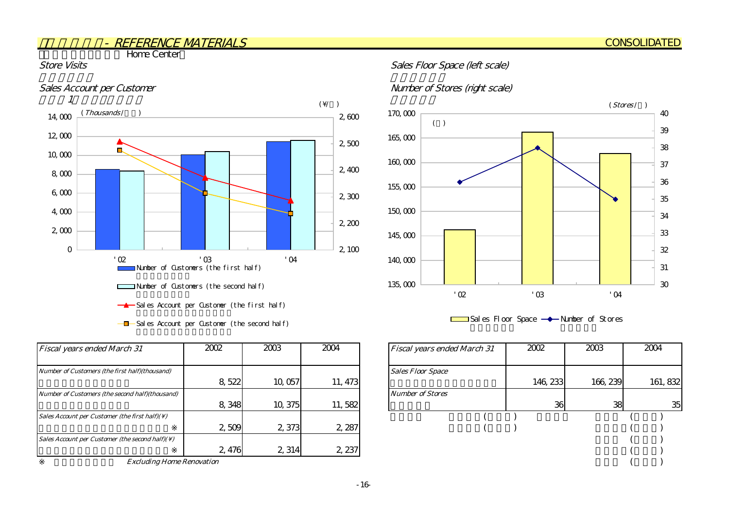## - REFERENCE MATERIALS

CONSOLIDATED

Home Center

Store Visits

Sales Account per Customer

(Thousands) (¥)

Sales Floor Space (left scale)

Number of Stores (right scale)

(Stores)

| Fiscal years ended March 31 | 2002 | 2003 | 2004 |
|---|---|---|---|
| Number of Customers (the first half)(thousand) | 8,522 | 10,057 | 11,473 |
| Number of Customers (the second half)(thousand) | 8,348 | 10,375 | 11,582 |
| Sales Account per Customer (the first half)(¥) ※ | 2,509 | 2,373 | 2,287 |
| Sales Account per Customer (the second half)(¥) ※ | 2,476 | 2,314 | 2,237 |

※ *Excluding Home Renovation*

| Fiscal years ended March 31 | 2002 | 2003 | 2004 |
|---|---|---|---|
| Sales Floor Space | 146,233 | 166,239 | 161,832 |
| Number of Stores | 36 | 38 | 35 |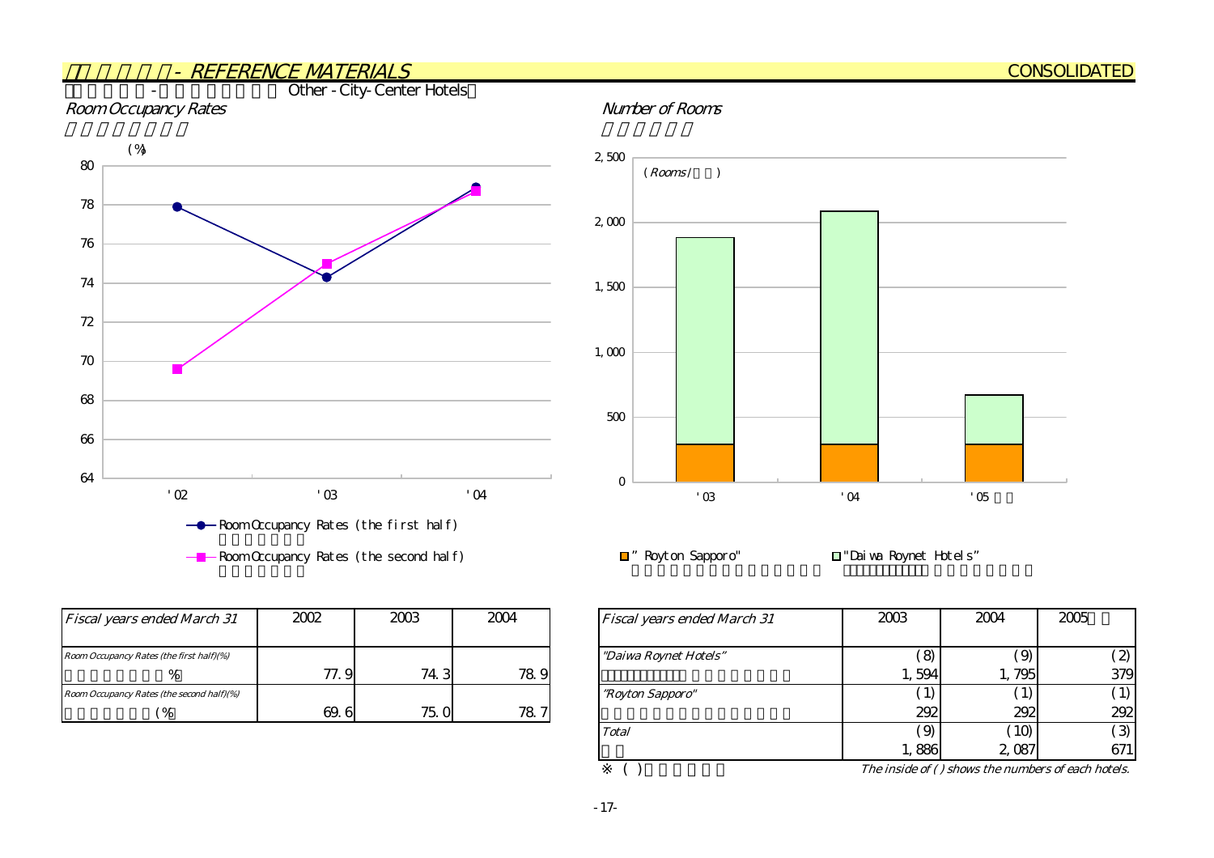## - REFERENCE MATERIALS

CONSOLIDATED

- Other - City-Center Hotels

### Room Occupancy Rates

(%)

- Room Occupancy Rates (the first half)
- Room Occupancy Rates (the second half)

### Number of Rooms

(Rooms/ )

- "Royton Sapporo"
- "Daiwa Roynet Hotels"

| Fiscal years ended March 31 | 2002 | 2003 | 2004 |
|---|---|---|---|
| Room Occupancy Rates (the first half)(%) | | | |
| % | 77.9 | 74.3 | 78.9 |
| Room Occupancy Rates (the second half)(%) | | | |
| (% | 69.6 | 75.0 | 78.7 |

| Fiscal years ended March 31 | 2003 | 2004 | 2005 |
|---|---|---|---|
| "Daiwa Roynet Hotels" | (8) | (9) | (2) |
| | 1,594 | 1,795 | 379 |
| "Royton Sapporo" | (1) | (1) | (1) |
| | 292 | 292 | 292 |
| Total | (9) | (10) | (3) |
| | 1,886 | 2,087 | 671 |

※ ( )

The inside of ( ) shows the numbers of each hotels.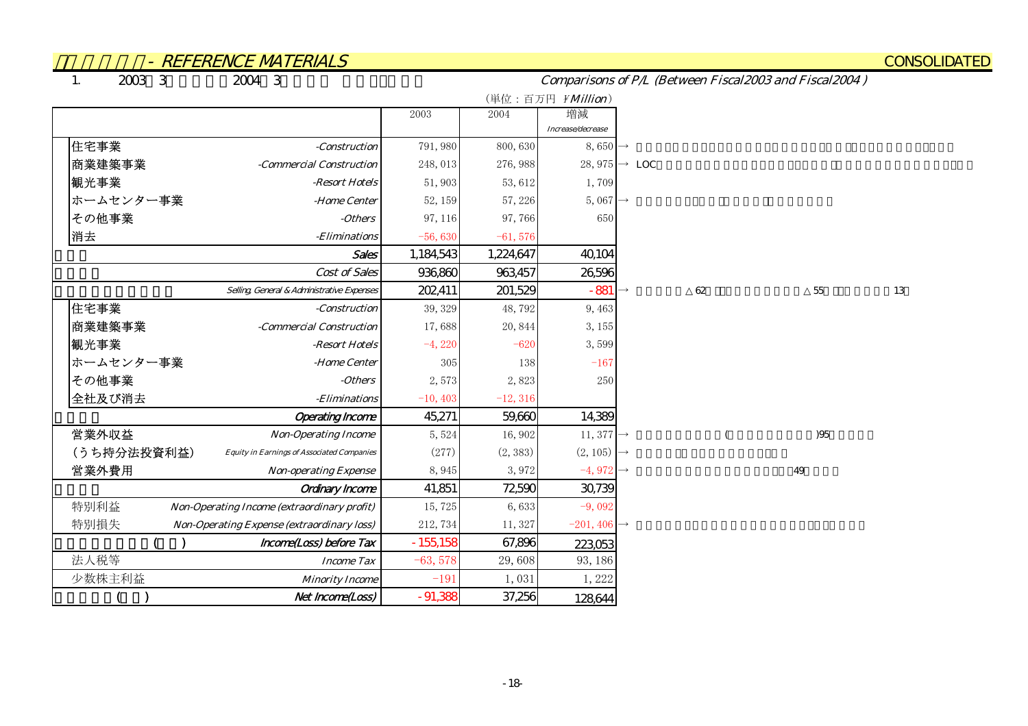# - REFERENCE MATERIALS

CONSOLIDATED

1. 2003 3 2004 3 Comparisons of P/L (Between Fiscal2003 and Fiscal2004 )

(単位：百万円 ¥Million)

| | | 2003 | 2004 | 増減 Increase/decrease | |
|---|---|---|---|---|---|
| 住宅事業 | -Construction | 791,980 | 800,630 | 8,650 | → |
| 商業建築事業 | -Commercial Construction | 248,013 | 276,988 | 28,975 | → LOC |
| 観光事業 | -Resort Hotels | 51,903 | 53,612 | 1,709 | |
| ホームセンター事業 | -Home Center | 52,159 | 57,226 | 5,067 | → |
| その他事業 | -Others | 97,116 | 97,766 | 650 | |
| 消去 | -Eliminations | -56,630 | -61,576 | | |
| | Sales | 1,184,543 | 1,224,647 | 40,104 | |
| | Cost of Sales | 936,860 | 963,457 | 26,596 | |
| | Selling, General & Administrative Expenses | 202,411 | 201,529 | -881 | → △62 △55 13 |
| 住宅事業 | -Construction | 39,329 | 48,792 | 9,463 | |
| 商業建築事業 | -Commercial Construction | 17,688 | 20,844 | 3,155 | |
| 観光事業 | -Resort Hotels | -4,220 | -620 | 3,599 | |
| ホームセンター事業 | -Home Center | 305 | 138 | -167 | |
| その他事業 | -Others | 2,573 | 2,823 | 250 | |
| 全社及び消去 | -Eliminations | -10,403 | -12,316 | | |
| | Operating Income | 45,271 | 59,660 | 14,389 | |
| 営業外収益 | Non-Operating Income | 5,524 | 16,902 | 11,377 | → ( )95 |
| (うち持分法投資利益) | Equity in Earnings of Associated Companies | (277) | (2,383) | (2,105) | → |
| 営業外費用 | Non-operating Expense | 8,945 | 3,972 | -4,972 | → 49 |
| | Ordinary Income | 41,851 | 72,590 | 30,739 | |
| 特別利益 | Non-Operating Income (extraordinary profit) | 15,725 | 6,633 | -9,092 | |
| 特別損失 | Non-Operating Expense (extraordinary loss) | 212,734 | 11,327 | -201,406 | → |
| ( ) | Income(Loss) before Tax | -155,158 | 67,896 | 223,053 | |
| 法人税等 | Income Tax | -63,578 | 29,608 | 93,186 | |
| 少数株主利益 | Minority Income | -191 | 1,031 | 1,222 | |
| ( ) | Net Income(Loss) | -91,388 | 37,256 | 128,644 | |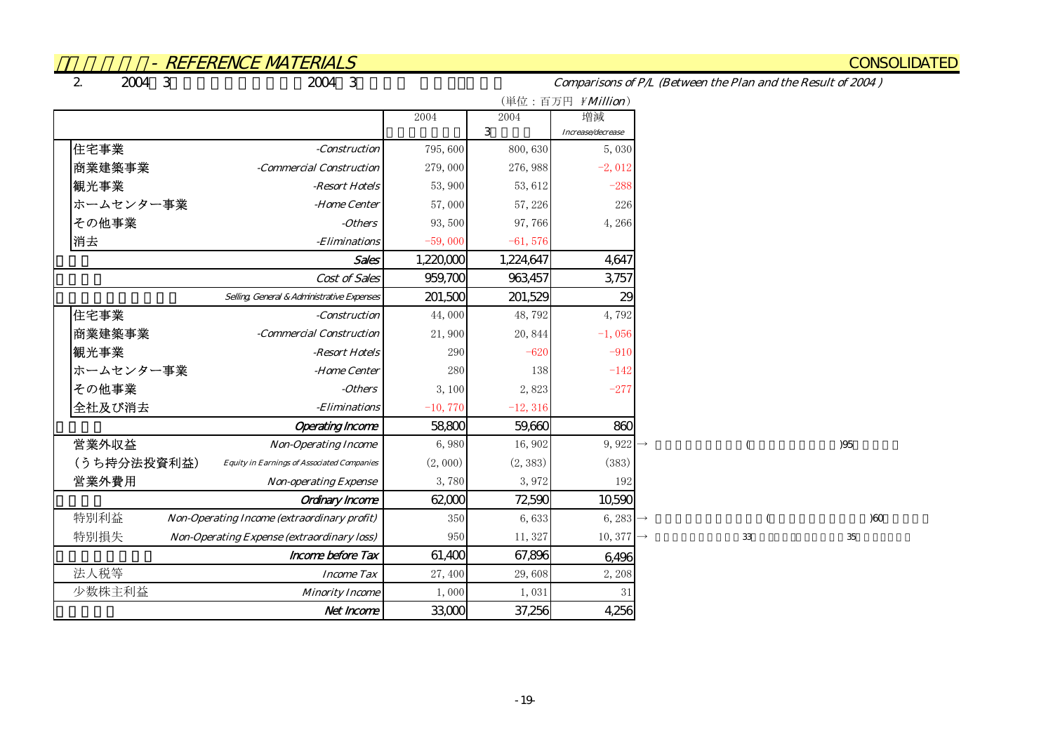## - REFERENCE MATERIALS

CONSOLIDATED

2. 2004 3 2004 3

*Comparisons of P/L (Between the Plan and the Result of 2004 )*

（単位：百万円 ¥*Million*）

| | | 2004 | 2004 3 | 増減 *Increase/decrease* | |
|---|---|---|---|---|---|
| 住宅事業 | *-Construction* | 795, 600 | 800, 630 | 5, 030 | |
| 商業建築事業 | *-Commercial Construction* | 279, 000 | 276, 988 | -2, 012 | |
| 観光事業 | *-Resort Hotels* | 53, 900 | 53, 612 | -288 | |
| ホームセンター事業 | *-Home Center* | 57, 000 | 57, 226 | 226 | |
| その他事業 | *-Others* | 93, 500 | 97, 766 | 4, 266 | |
| 消去 | *-Eliminations* | -59, 000 | -61, 576 | | |
| | *Sales* | 1,220,000 | 1,224,647 | 4,647 | |
| | *Cost of Sales* | 959,700 | 963,457 | 3,757 | |
| | *Selling, General & Administrative Expenses* | 201,500 | 201,529 | 29 | |
| 住宅事業 | *-Construction* | 44, 000 | 48, 792 | 4, 792 | |
| 商業建築事業 | *-Commercial Construction* | 21, 900 | 20, 844 | -1, 056 | |
| 観光事業 | *-Resort Hotels* | 290 | -620 | -910 | |
| ホームセンター事業 | *-Home Center* | 280 | 138 | -142 | |
| その他事業 | *-Others* | 3, 100 | 2, 823 | -277 | |
| 全社及び消去 | *-Eliminations* | -10, 770 | -12, 316 | | |
| | *Operating Income* | 58,800 | 59,660 | 860 | |
| 営業外収益 | *Non-Operating Income* | 6, 980 | 16, 902 | 9, 922 | → ( )95 |
| (うち持分法投資利益) | *Equity in Earnings of Associated Companies* | (2, 000) | (2, 383) | (383) | |
| 営業外費用 | *Non-operating Expense* | 3, 780 | 3, 972 | 192 | |
| | *Ordinary Income* | 62,000 | 72,590 | 10,590 | |
| 特別利益 | *Non-Operating Income (extraordinary profit)* | 350 | 6, 633 | 6, 283 | → ( )60 |
| 特別損失 | *Non-Operating Expense (extraordinary loss)* | 950 | 11, 327 | 10, 377 | → 33 35 |
| | *Income before Tax* | 61,400 | 67,896 | 6,496 | |
| 法人税等 | *Income Tax* | 27, 400 | 29, 608 | 2, 208 | |
| 少数株主利益 | *Minority Income* | 1, 000 | 1, 031 | 31 | |
| | *Net Income* | 33,000 | 37,256 | 4,256 | |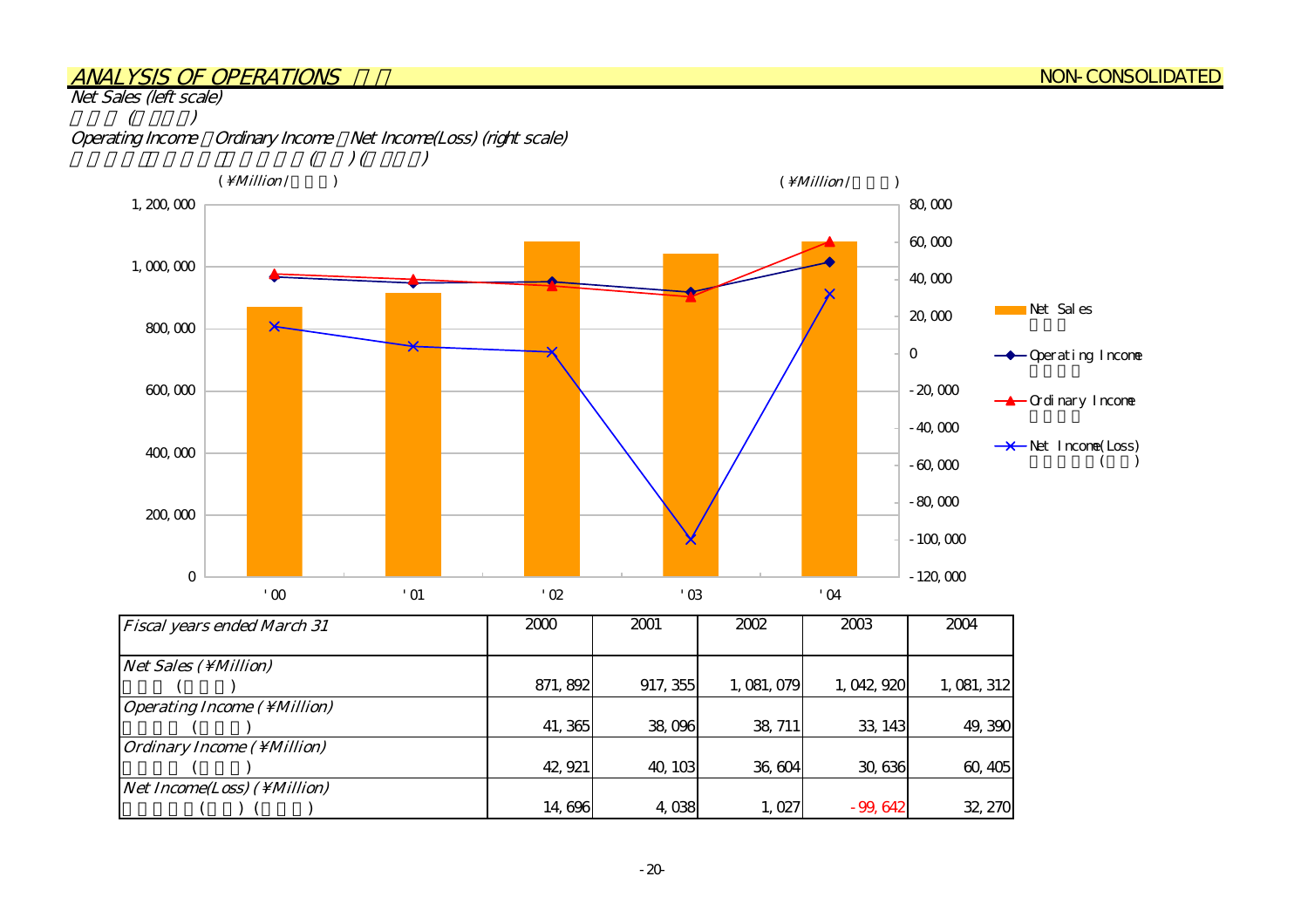## ANALYSIS OF OPERATIONS

NON-CONSOLIDATED

*Net Sales (left scale)*

*Operating Income, Ordinary Income, Net Income(Loss) (right scale)*

(¥Million) (¥Million)

| Fiscal years ended March 31 | 2000 | 2001 | 2002 | 2003 | 2004 |
|---|---|---|---|---|---|
| Net Sales (¥Million) | 871,892 | 917,355 | 1,081,079 | 1,042,920 | 1,081,312 |
| Operating Income (¥Million) | 41,365 | 38,096 | 38,711 | 33,143 | 49,390 |
| Ordinary Income (¥Million) | 42,921 | 40,103 | 36,604 | 30,636 | 60,405 |
| Net Income(Loss) (¥Million) | 14,696 | 4,038 | 1,027 | -99,642 | 32,270 |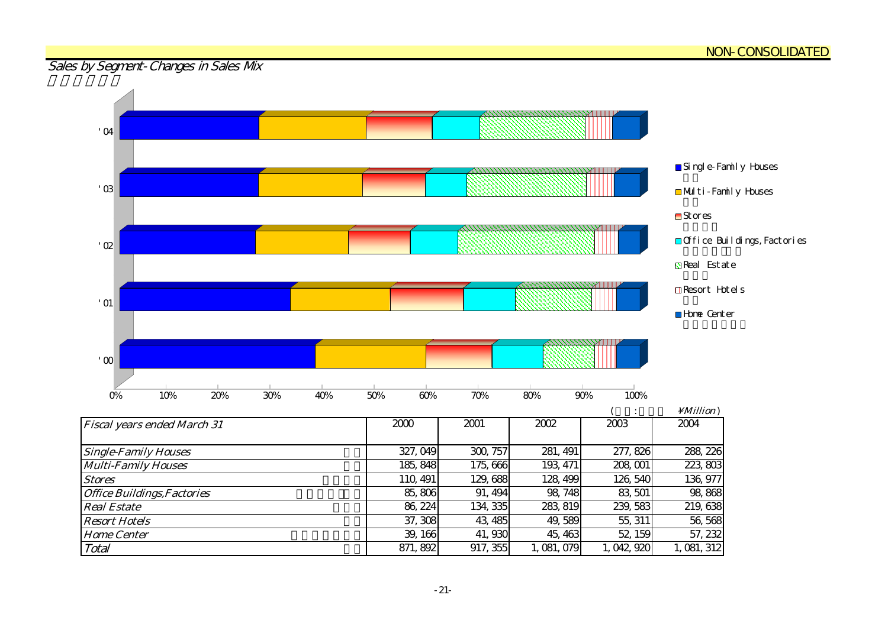NON-CONSOLIDATED

## Sales by Segment-Changes in Sales Mix

(単位:百万円 ¥Million)

| Fiscal years ended March 31 | 2000 | 2001 | 2002 | 2003 | 2004 |
|---|---|---|---|---|---|
| Single-Family Houses | 327,049 | 300,757 | 281,491 | 277,826 | 288,226 |
| Multi-Family Houses | 185,848 | 175,666 | 193,471 | 208,001 | 223,803 |
| Stores | 110,491 | 129,688 | 128,499 | 126,540 | 136,977 |
| Office Buildings,Factories | 85,806 | 91,494 | 98,748 | 83,501 | 98,868 |
| Real Estate | 86,224 | 134,335 | 283,819 | 239,583 | 219,638 |
| Resort Hotels | 37,308 | 43,485 | 49,589 | 55,311 | 56,568 |
| Home Center | 39,166 | 41,930 | 45,463 | 52,159 | 57,232 |
| Total | 871,892 | 917,355 | 1,081,079 | 1,042,920 | 1,081,312 |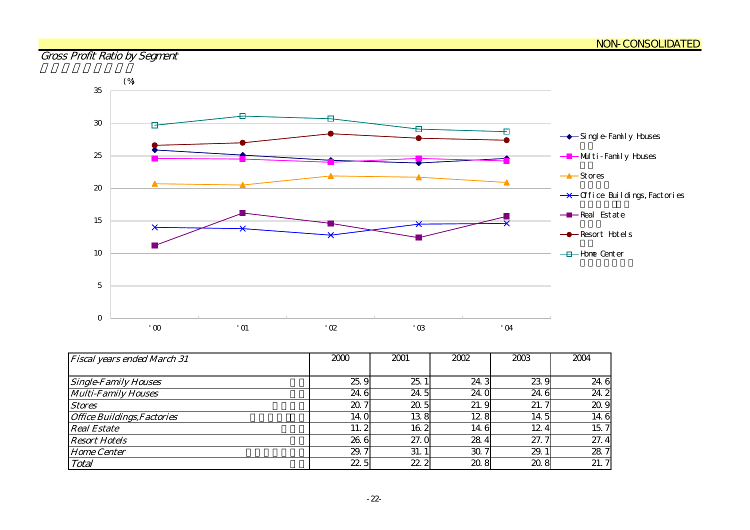NON-CONSOLIDATED

## Gross Profit Ratio by Segment

| Fiscal years ended March 31 | 2000 | 2001 | 2002 | 2003 | 2004 |
|---|---|---|---|---|---|
| Single-Family Houses | 25.9 | 25.1 | 24.3 | 23.9 | 24.6 |
| Multi-Family Houses | 24.6 | 24.5 | 24.0 | 24.6 | 24.2 |
| Stores | 20.7 | 20.5 | 21.9 | 21.7 | 20.9 |
| Office Buildings,Factories | 14.0 | 13.8 | 12.8 | 14.5 | 14.6 |
| Real Estate | 11.2 | 16.2 | 14.6 | 12.4 | 15.7 |
| Resort Hotels | 26.6 | 27.0 | 28.4 | 27.7 | 27.4 |
| Home Center | 29.7 | 31.1 | 30.7 | 29.1 | 28.7 |
| Total | 22.5 | 22.2 | 20.8 | 20.8 | 21.7 |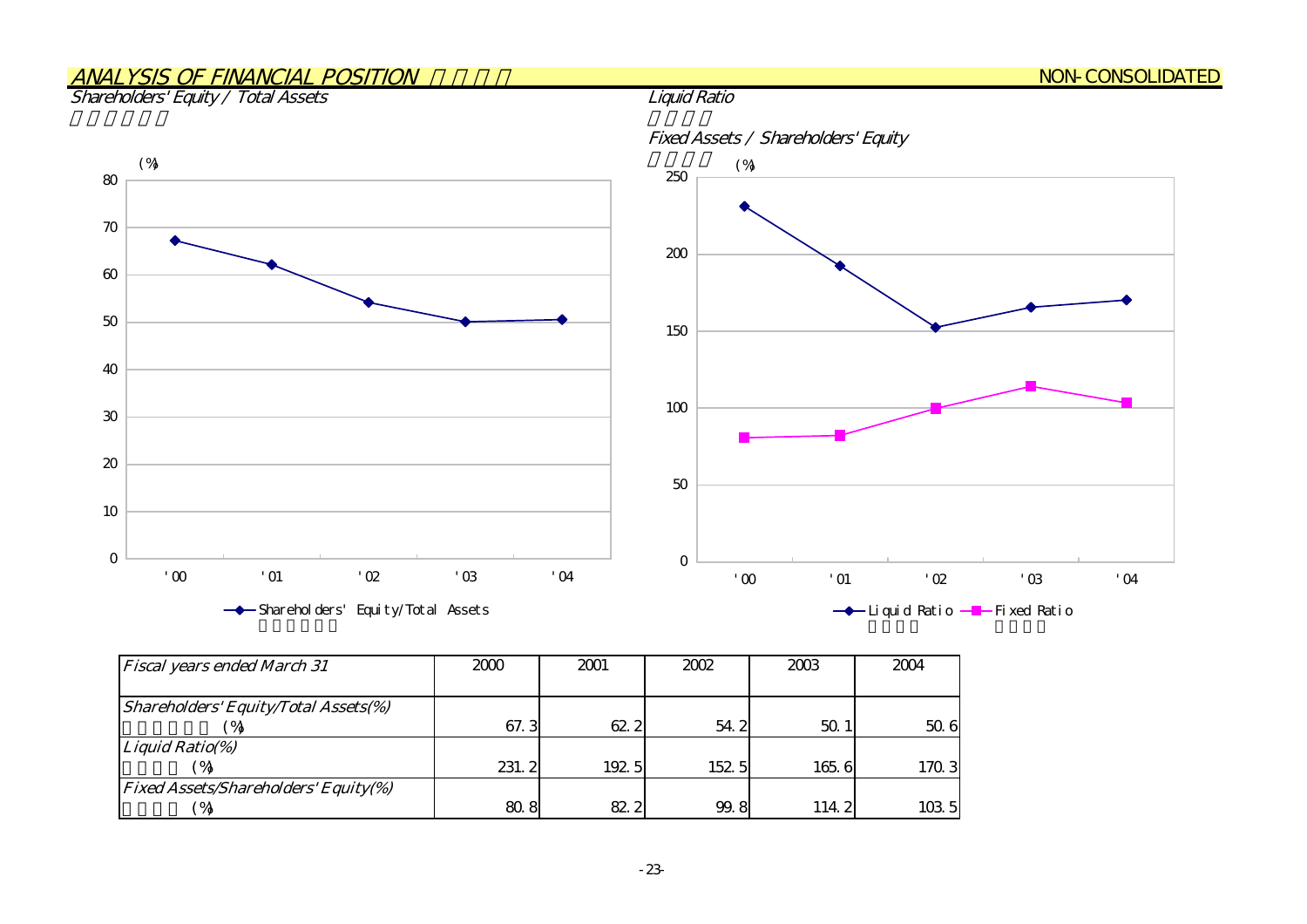## ANALYSIS OF FINANCIAL POSITION

NON-CONSOLIDATED

### Shareholders' Equity / Total Assets

(%)

Shareholders' Equity/Total Assets

### Liquid Ratio

### Fixed Assets / Shareholders' Equity

(%)

Liquid Ratio — Fixed Ratio

| *Fiscal years ended March 31* | 2000 | 2001 | 2002 | 2003 | 2004 |
|---|---|---|---|---|---|
| *Shareholders' Equity/Total Assets(%)* (%) | 67.3 | 62.2 | 54.2 | 50.1 | 50.6 |
| *Liquid Ratio(%)* (%) | 231.2 | 192.5 | 152.5 | 165.6 | 170.3 |
| *Fixed Assets/Shareholders' Equity(%)* (%) | 80.8 | 82.2 | 99.8 | 114.2 | 103.5 |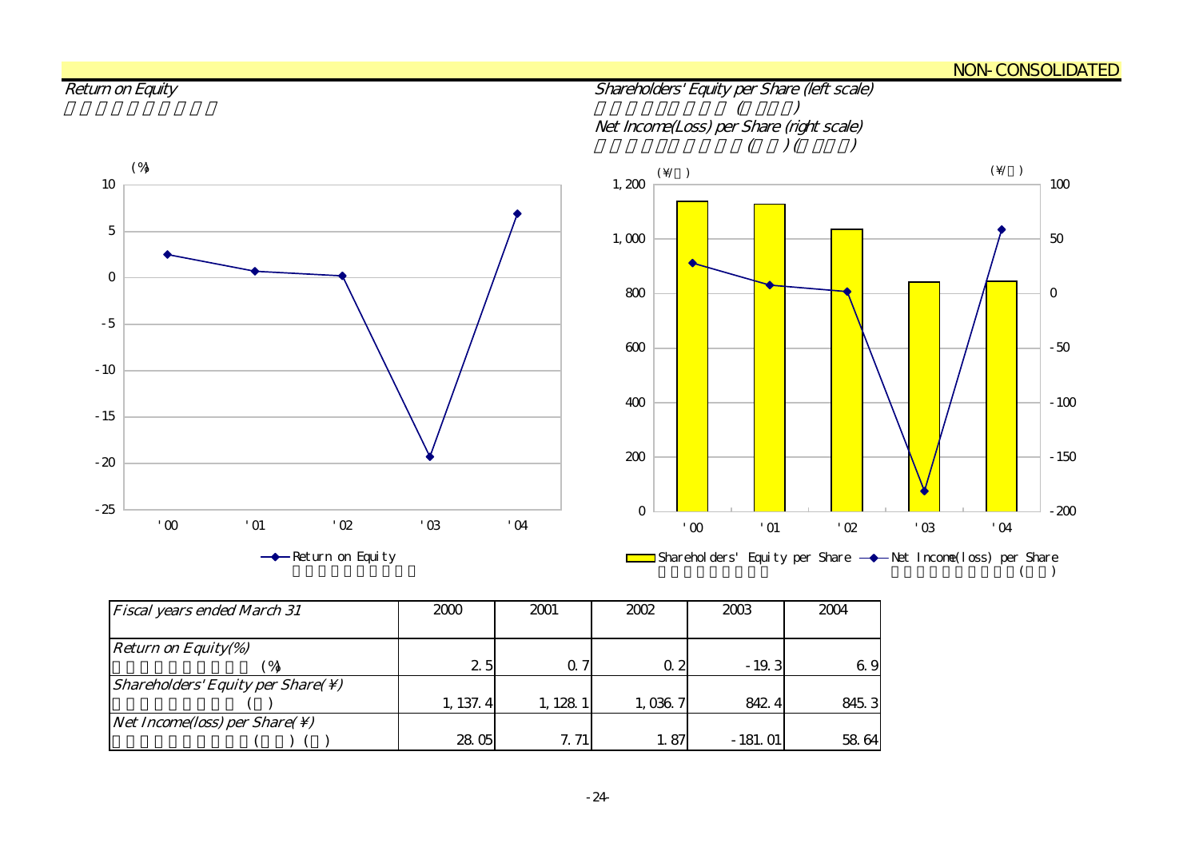NON-CONSOLIDATED

*Return on Equity*

*Shareholders' Equity per Share (left scale)*

*Net Income(Loss) per Share (right scale)*

| *Fiscal years ended March 31* | 2000 | 2001 | 2002 | 2003 | 2004 |
|---|---|---|---|---|---|
| *Return on Equity(%)* (%) | 2.5 | 0.7 | 0.2 | -19.3 | 6.9 |
| *Shareholders' Equity per Share(¥)* ( ) | 1,137.4 | 1,128.1 | 1,036.7 | 842.4 | 845.3 |
| *Net Income(loss) per Share(¥)* ( ) ( ) | 28.05 | 7.71 | 1.87 | -181.01 | 58.64 |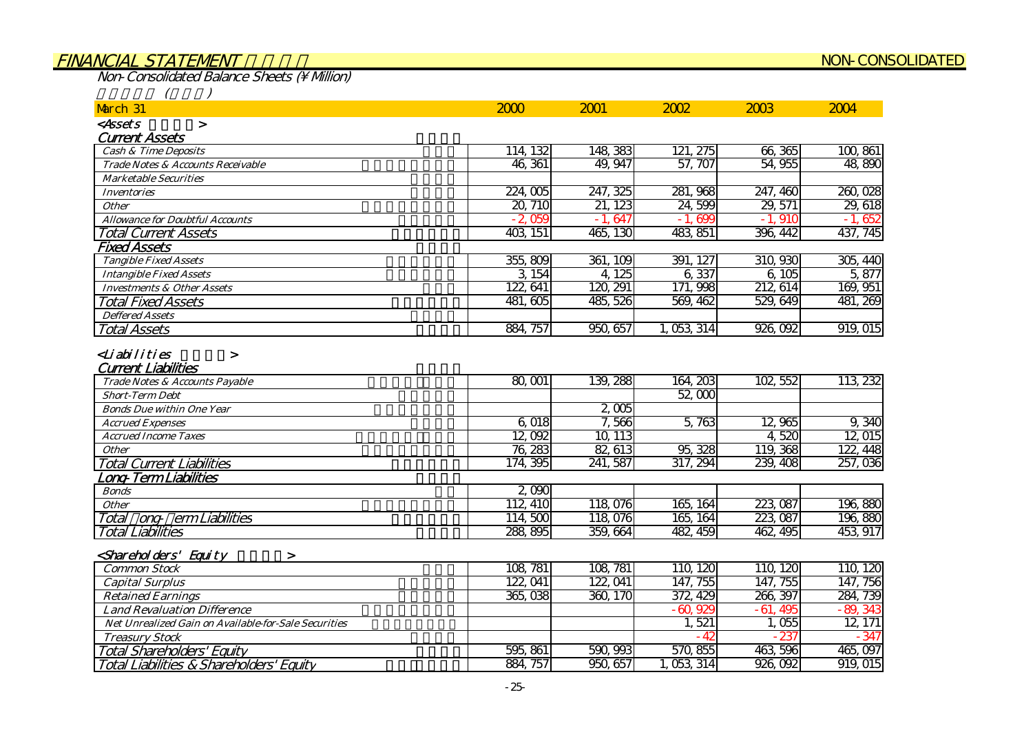# FINANCIAL STATEMENT

NON-CONSOLIDATED

## Non-Consolidated Balance Sheets (¥ Million)

| March 31 | 2000 | 2001 | 2002 | 2003 | 2004 |
|---|---|---|---|---|---|
| **<Assets >** | | | | | |
| ***Current Assets*** | | | | | |
| *Cash & Time Deposits* | 114,132 | 148,383 | 121,275 | 66,365 | 100,861 |
| *Trade Notes & Accounts Receivable* | 46,361 | 49,947 | 57,707 | 54,955 | 48,890 |
| *Marketable Securities* | | | | | |
| *Inventories* | 224,005 | 247,325 | 281,968 | 247,460 | 260,028 |
| *Other* | 20,710 | 21,123 | 24,599 | 29,571 | 29,618 |
| *Allowance for Doubtful Accounts* | -2,059 | -1,647 | -1,699 | -1,910 | -1,652 |
| *Total Current Assets* | 403,151 | 465,130 | 483,851 | 396,442 | 437,745 |
| ***Fixed Assets*** | | | | | |
| *Tangible Fixed Assets* | 355,809 | 361,109 | 391,127 | 310,930 | 305,440 |
| *Intangible Fixed Assets* | 3,154 | 4,125 | 6,337 | 6,105 | 5,877 |
| *Investments & Other Assets* | 122,641 | 120,291 | 171,998 | 212,614 | 169,951 |
| *Total Fixed Assets* | 481,605 | 485,526 | 569,462 | 529,649 | 481,269 |
| *Deffered Assets* | | | | | |
| *Total Assets* | 884,757 | 950,657 | 1,053,314 | 926,092 | 919,015 |
| **<Liabilities >** | | | | | |
| ***Current Liabilities*** | | | | | |
| *Trade Notes & Accounts Payable* | 80,001 | 139,288 | 164,203 | 102,552 | 113,232 |
| *Short-Term Debt* | | | 52,000 | | |
| *Bonds Due within One Year* | | 2,005 | | | |
| *Accrued Expenses* | 6,018 | 7,566 | 5,763 | 12,965 | 9,340 |
| *Accrued Income Taxes* | 12,092 | 10,113 | | 4,520 | 12,015 |
| *Other* | 76,283 | 82,613 | 95,328 | 119,368 | 122,448 |
| *Total Current Liabilities* | 174,395 | 241,587 | 317,294 | 239,408 | 257,036 |
| ***Long-Term Liabilities*** | | | | | |
| *Bonds* | 2,090 | | | | |
| *Other* | 112,410 | 118,076 | 165,164 | 223,087 | 196,880 |
| *Total Long-Term Liabilities* | 114,500 | 118,076 | 165,164 | 223,087 | 196,880 |
| *Total Liabilities* | 288,895 | 359,664 | 482,459 | 462,495 | 453,917 |
| **<Shareholders' Equity >** | | | | | |
| *Common Stock* | 108,781 | 108,781 | 110,120 | 110,120 | 110,120 |
| *Capital Surplus* | 122,041 | 122,041 | 147,755 | 147,755 | 147,756 |
| *Retained Earnings* | 365,038 | 360,170 | 372,429 | 266,397 | 284,739 |
| *Land Revaluation Difference* | | | -60,929 | -61,495 | -89,343 |
| *Net Unrealized Gain on Available-for-Sale Securities* | | | 1,521 | 1,055 | 12,171 |
| *Treasury Stock* | | | -42 | -237 | -347 |
| *Total Shareholders' Equity* | 595,861 | 590,993 | 570,855 | 463,596 | 465,097 |
| *Total Liabilities & Shareholders' Equity* | 884,757 | 950,657 | 1,053,314 | 926,092 | 919,015 |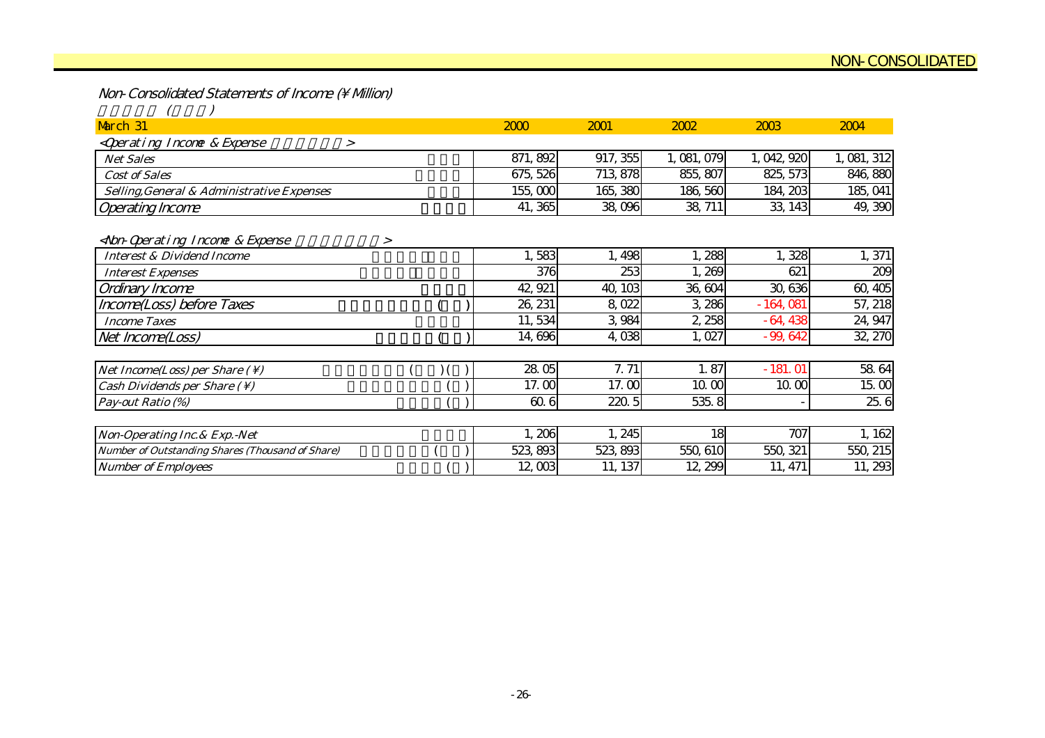NON-CONSOLIDATED

## Non-Consolidated Statements of Income (¥ Million)

| March 31 | 2000 | 2001 | 2002 | 2003 | 2004 |
|---|---|---|---|---|---|
| <Operating Income & Expense> | | | | | |
| Net Sales | 871,892 | 917,355 | 1,081,079 | 1,042,920 | 1,081,312 |
| Cost of Sales | 675,526 | 713,878 | 855,807 | 825,573 | 846,880 |
| Selling,General & Administrative Expenses | 155,000 | 165,380 | 186,560 | 184,203 | 185,041 |
| Operating Income | 41,365 | 38,096 | 38,711 | 33,143 | 49,390 |
| <Non-Operating Income & Expense> | | | | | |
| Interest & Dividend Income | 1,583 | 1,498 | 1,288 | 1,328 | 1,371 |
| Interest Expenses | 376 | 253 | 1,269 | 621 | 209 |
| Ordinary Income | 42,921 | 40,103 | 36,604 | 30,636 | 60,405 |
| Income(Loss) before Taxes | 26,231 | 8,022 | 3,286 | -164,081 | 57,218 |
| Income Taxes | 11,534 | 3,984 | 2,258 | -64,438 | 24,947 |
| Net Income(Loss) | 14,696 | 4,038 | 1,027 | -99,642 | 32,270 |
| Net Income(Loss) per Share (¥) | 28.05 | 7.71 | 1.87 | -181.01 | 58.64 |
| Cash Dividends per Share (¥) | 17.00 | 17.00 | 10.00 | 10.00 | 15.00 |
| Pay-out Ratio (%) | 60.6 | 220.5 | 535.8 | - | 25.6 |
| Non-Operating Inc.& Exp.-Net | 1,206 | 1,245 | 18 | 707 | 1,162 |
| Number of Outstanding Shares (Thousand of Share) | 523,893 | 523,893 | 550,610 | 550,321 | 550,215 |
| Number of Employees | 12,003 | 11,137 | 12,299 | 11,471 | 11,293 |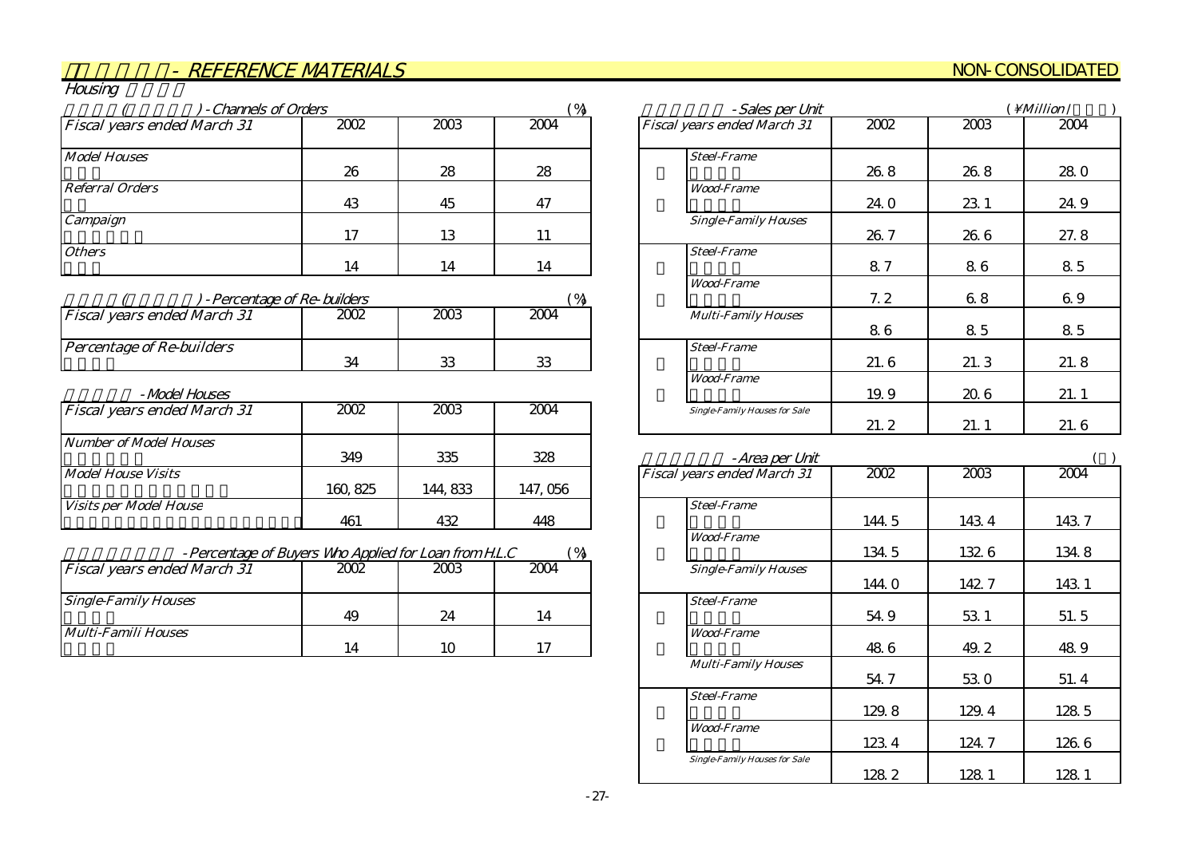## - REFERENCE MATERIALS

NON-CONSOLIDATED

### Housing

#### ( ) - Channels of Orders (%)

| Fiscal years ended March 31 | 2002 | 2003 | 2004 |
|---|---|---|---|
| Model Houses | 26 | 28 | 28 |
| Referral Orders | 43 | 45 | 47 |
| Campaign | 17 | 13 | 11 |
| Others | 14 | 14 | 14 |

#### ( ) - Percentage of Re-builders (%)

| Fiscal years ended March 31 | 2002 | 2003 | 2004 |
|---|---|---|---|
| Percentage of Re-builders | 34 | 33 | 33 |

#### - Model Houses

| Fiscal years ended March 31 | 2002 | 2003 | 2004 |
|---|---|---|---|
| Number of Model Houses | 349 | 335 | 328 |
| Model House Visits | 160,825 | 144,833 | 147,056 |
| Visits per Model House | 461 | 432 | 448 |

#### - Percentage of Buyers Who Applied for Loan from H.L.C (%)

| Fiscal years ended March 31 | 2002 | 2003 | 2004 |
|---|---|---|---|
| Single-Family Houses | 49 | 24 | 14 |
| Multi-Famili Houses | 14 | 10 | 17 |

#### - Sales per Unit (¥Million / )

| Fiscal years ended March 31 | 2002 | 2003 | 2004 |
|---|---|---|---|
| Steel-Frame | 26.8 | 26.8 | 28.0 |
| Wood-Frame | 24.0 | 23.1 | 24.9 |
| Single-Family Houses | 26.7 | 26.6 | 27.8 |
| Steel-Frame | 8.7 | 8.6 | 8.5 |
| Wood-Frame | 7.2 | 6.8 | 6.9 |
| Multi-Family Houses | 8.6 | 8.5 | 8.5 |
| Steel-Frame | 21.6 | 21.3 | 21.8 |
| Wood-Frame | 19.9 | 20.6 | 21.1 |
| Single-Family Houses for Sale | 21.2 | 21.1 | 21.6 |

#### - Area per Unit ( )

| Fiscal years ended March 31 | 2002 | 2003 | 2004 |
|---|---|---|---|
| Steel-Frame | 144.5 | 143.4 | 143.7 |
| Wood-Frame | 134.5 | 132.6 | 134.8 |
| Single-Family Houses | 144.0 | 142.7 | 143.1 |
| Steel-Frame | 54.9 | 53.1 | 51.5 |
| Wood-Frame | 48.6 | 49.2 | 48.9 |
| Multi-Family Houses | 54.7 | 53.0 | 51.4 |
| Steel-Frame | 129.8 | 129.4 | 128.5 |
| Wood-Frame | 123.4 | 124.7 | 126.6 |
| Single-Family Houses for Sale | 128.2 | 128.1 | 128.1 |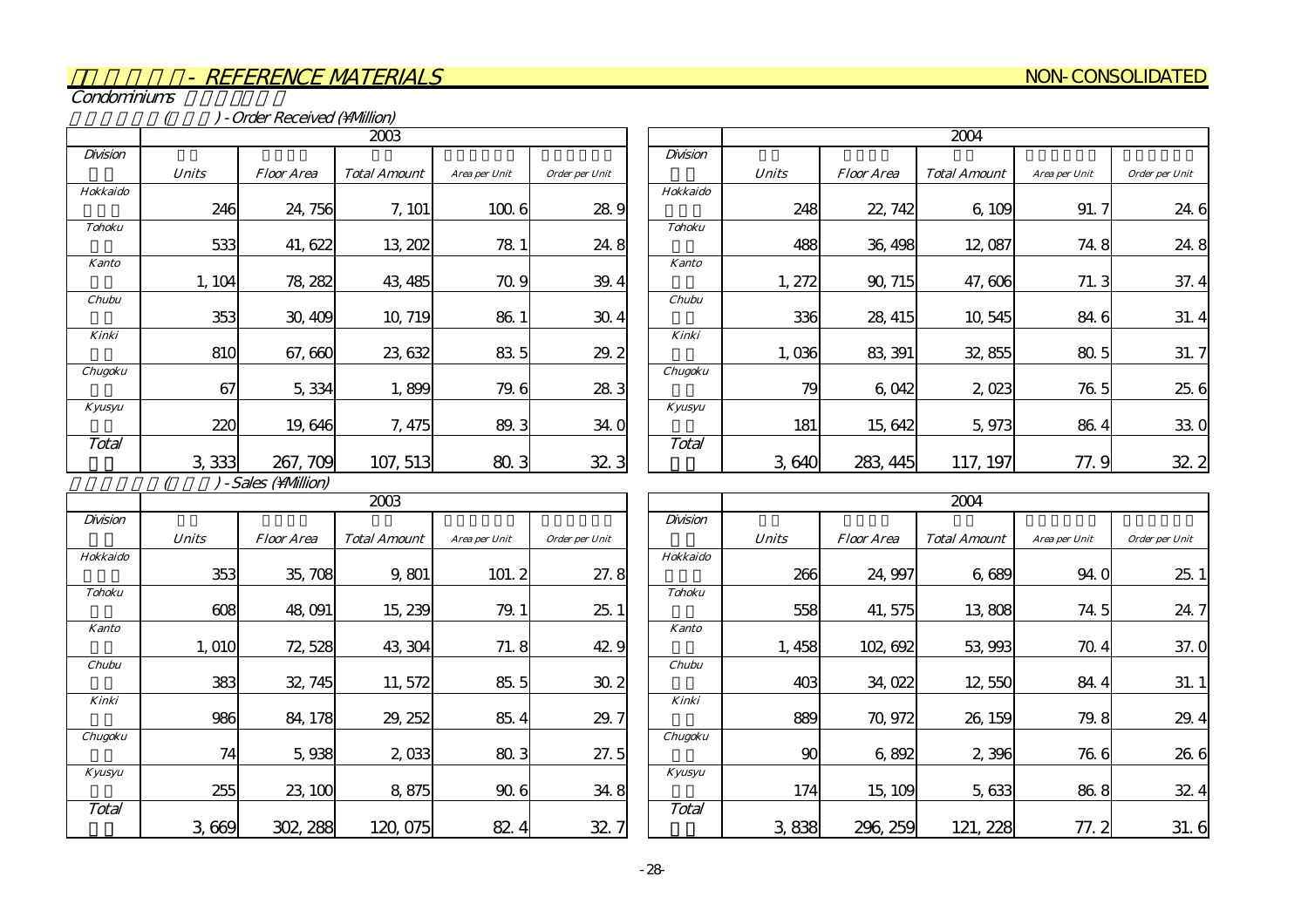## - REFERENCE MATERIALS

NON-CONSOLIDATED

### Condominiums

#### ( ) - Order Received (¥Million)

| Division | 2003 | | | | | Division | 2004 | | | | |
|---|---|---|---|---|---|---|---|---|---|---|---|
| | Units | Floor Area | Total Amount | Area per Unit | Order per Unit | | Units | Floor Area | Total Amount | Area per Unit | Order per Unit |
| Hokkaido | 246 | 24,756 | 7,101 | 100.6 | 28.9 | Hokkaido | 248 | 22,742 | 6,109 | 91.7 | 24.6 |
| Tohoku | 533 | 41,622 | 13,202 | 78.1 | 24.8 | Tohoku | 488 | 36,498 | 12,087 | 74.8 | 24.8 |
| Kanto | 1,104 | 78,282 | 43,485 | 70.9 | 39.4 | Kanto | 1,272 | 90,715 | 47,606 | 71.3 | 37.4 |
| Chubu | 353 | 30,409 | 10,719 | 86.1 | 30.4 | Chubu | 336 | 28,415 | 10,545 | 84.6 | 31.4 |
| Kinki | 810 | 67,660 | 23,632 | 83.5 | 29.2 | Kinki | 1,036 | 83,391 | 32,855 | 80.5 | 31.7 |
| Chugoku | 67 | 5,334 | 1,899 | 79.6 | 28.3 | Chugoku | 79 | 6,042 | 2,023 | 76.5 | 25.6 |
| Kyusyu | 220 | 19,646 | 7,475 | 89.3 | 34.0 | Kyusyu | 181 | 15,642 | 5,973 | 86.4 | 33.0 |
| Total | 3,333 | 267,709 | 107,513 | 80.3 | 32.3 | Total | 3,640 | 283,445 | 117,197 | 77.9 | 32.2 |

#### ( ) - Sales (¥Million)

| Division | 2003 | | | | | Division | 2004 | | | | |
|---|---|---|---|---|---|---|---|---|---|---|---|
| | Units | Floor Area | Total Amount | Area per Unit | Order per Unit | | Units | Floor Area | Total Amount | Area per Unit | Order per Unit |
| Hokkaido | 353 | 35,708 | 9,801 | 101.2 | 27.8 | Hokkaido | 266 | 24,997 | 6,689 | 94.0 | 25.1 |
| Tohoku | 608 | 48,091 | 15,239 | 79.1 | 25.1 | Tohoku | 558 | 41,575 | 13,808 | 74.5 | 24.7 |
| Kanto | 1,010 | 72,528 | 43,304 | 71.8 | 42.9 | Kanto | 1,458 | 102,692 | 53,993 | 70.4 | 37.0 |
| Chubu | 383 | 32,745 | 11,572 | 85.5 | 30.2 | Chubu | 403 | 34,022 | 12,550 | 84.4 | 31.1 |
| Kinki | 986 | 84,178 | 29,252 | 85.4 | 29.7 | Kinki | 889 | 70,972 | 26,159 | 79.8 | 29.4 |
| Chugoku | 74 | 5,938 | 2,033 | 80.3 | 27.5 | Chugoku | 90 | 6,892 | 2,396 | 76.6 | 26.6 |
| Kyusyu | 255 | 23,100 | 8,875 | 90.6 | 34.8 | Kyusyu | 174 | 15,109 | 5,633 | 86.8 | 32.4 |
| Total | 3,669 | 302,288 | 120,075 | 82.4 | 32.7 | Total | 3,838 | 296,259 | 121,228 | 77.2 | 31.6 |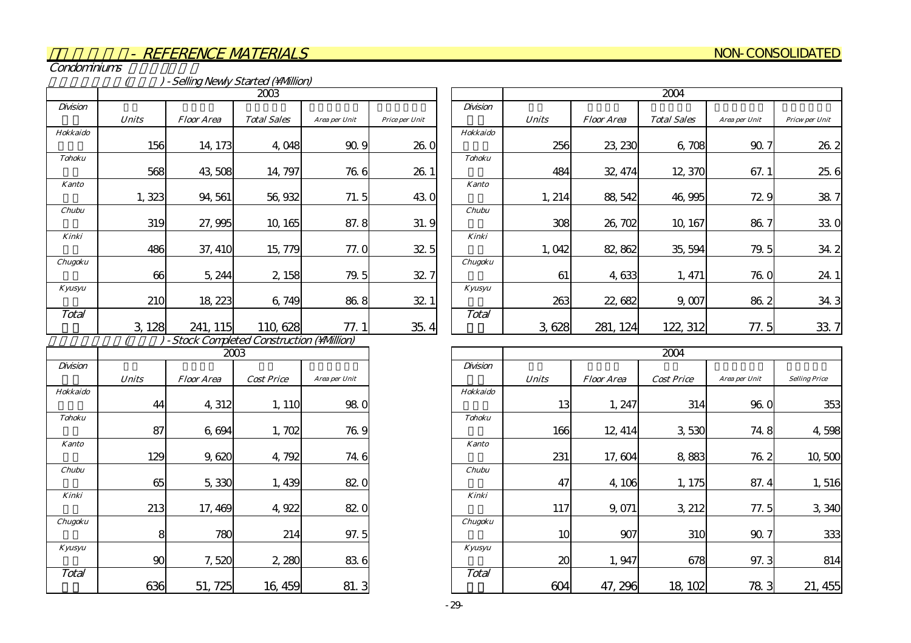## - REFERENCE MATERIALS

NON-CONSOLIDATED

### Condominiums

#### ( ) - Selling Newly Started (¥Million)

| Division | 2003 | | | | | Division | 2004 | | | | |
|---|---|---|---|---|---|---|---|---|---|---|---|
| | Units | Floor Area | Total Sales | Area per Unit | Price per Unit | | Units | Floor Area | Total Sales | Area per Unit | Pricw per Unit |
| Hokkaido | 156 | 14,173 | 4,048 | 90.9 | 26.0 | Hokkaido | 256 | 23,230 | 6,708 | 90.7 | 26.2 |
| Tohoku | 568 | 43,508 | 14,797 | 76.6 | 26.1 | Tohoku | 484 | 32,474 | 12,370 | 67.1 | 25.6 |
| Kanto | 1,323 | 94,561 | 56,932 | 71.5 | 43.0 | Kanto | 1,214 | 88,542 | 46,995 | 72.9 | 38.7 |
| Chubu | 319 | 27,995 | 10,165 | 87.8 | 31.9 | Chubu | 308 | 26,702 | 10,167 | 86.7 | 33.0 |
| Kinki | 486 | 37,410 | 15,779 | 77.0 | 32.5 | Kinki | 1,042 | 82,862 | 35,594 | 79.5 | 34.2 |
| Chugoku | 66 | 5,244 | 2,158 | 79.5 | 32.7 | Chugoku | 61 | 4,633 | 1,471 | 76.0 | 24.1 |
| Kyusyu | 210 | 18,223 | 6,749 | 86.8 | 32.1 | Kyusyu | 263 | 22,682 | 9,007 | 86.2 | 34.3 |
| Total | 3,128 | 241,115 | 110,628 | 77.1 | 35.4 | Total | 3,628 | 281,124 | 122,312 | 77.5 | 33.7 |

#### ( ) - Stock Completed Construction (¥Million)

| Division | 2003 | | | | Division | 2004 | | | | |
|---|---|---|---|---|---|---|---|---|---|---|
| | Units | Floor Area | Cost Price | Area per Unit | | Units | Floor Area | Cost Price | Area per Unit | Selling Price |
| Hokkaido | 44 | 4,312 | 1,110 | 98.0 | Hokkaido | 13 | 1,247 | 314 | 96.0 | 353 |
| Tohoku | 87 | 6,694 | 1,702 | 76.9 | Tohoku | 166 | 12,414 | 3,530 | 74.8 | 4,598 |
| Kanto | 129 | 9,620 | 4,792 | 74.6 | Kanto | 231 | 17,604 | 8,883 | 76.2 | 10,500 |
| Chubu | 65 | 5,330 | 1,439 | 82.0 | Chubu | 47 | 4,106 | 1,175 | 87.4 | 1,516 |
| Kinki | 213 | 17,469 | 4,922 | 82.0 | Kinki | 117 | 9,071 | 3,212 | 77.5 | 3,340 |
| Chugoku | 8 | 780 | 214 | 97.5 | Chugoku | 10 | 907 | 310 | 90.7 | 333 |
| Kyusyu | 90 | 7,520 | 2,280 | 83.6 | Kyusyu | 20 | 1,947 | 678 | 97.3 | 814 |
| Total | 636 | 51,725 | 16,459 | 81.3 | Total | 604 | 47,296 | 18,102 | 78.3 | 21,455 |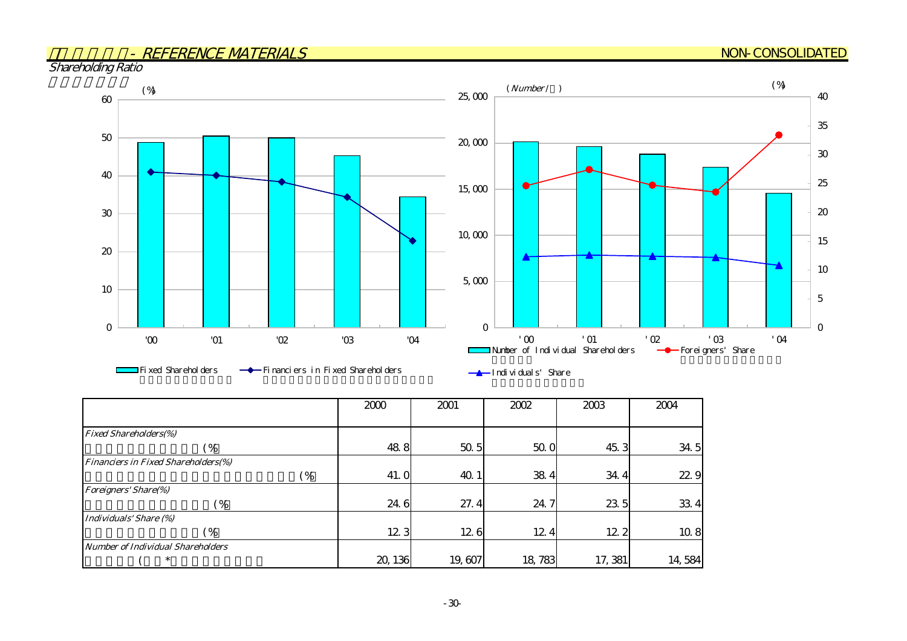## - REFERENCE MATERIALS

NON-CONSOLIDATED

### Shareholding Ratio

| | 2000 | 2001 | 2002 | 2003 | 2004 |
|---|---|---|---|---|---|
| *Fixed Shareholders(%)* (%) | 48.8 | 50.5 | 50.0 | 45.3 | 34.5 |
| *Financiers in Fixed Shareholders(%)* (%) | 41.0 | 40.1 | 38.4 | 34.4 | 22.9 |
| *Foreigners' Share(%)* (%) | 24.6 | 27.4 | 24.7 | 23.5 | 33.4 |
| *Individuals' Share (%)* (%) | 12.3 | 12.6 | 12.4 | 12.2 | 10.8 |
| *Number of Individual Shareholders* ( * | 20,136 | 19,607 | 18,783 | 17,381 | 14,584 |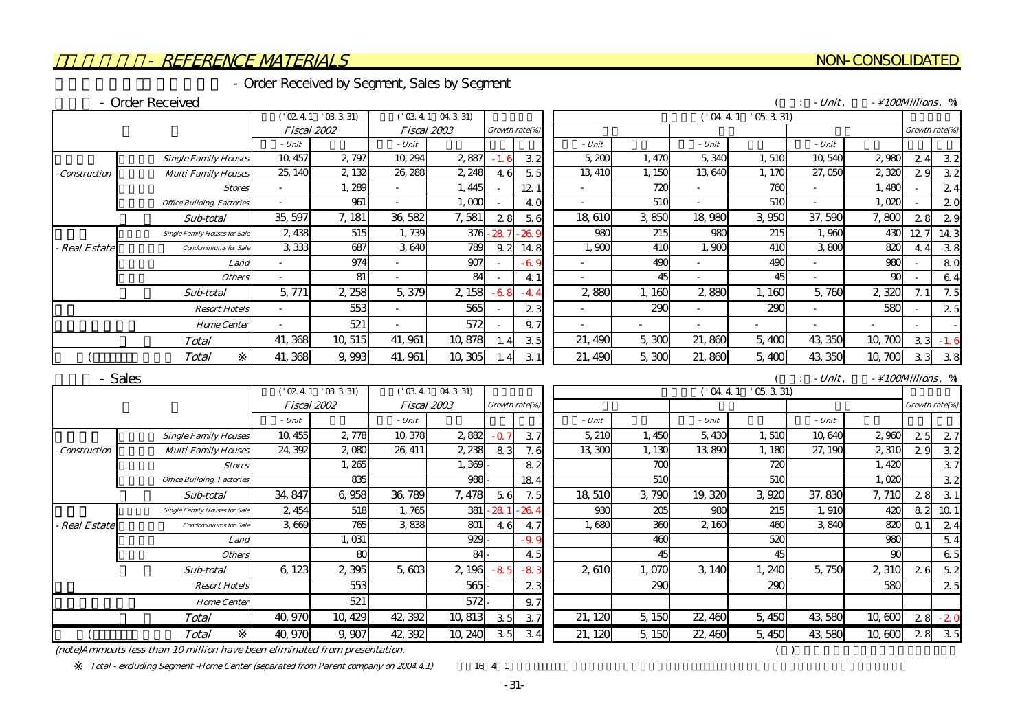## - REFERENCE MATERIALS

NON-CONSOLIDATED

### - Order Received by Segment, Sales by Segment

#### - Order Received

( : - Unit, - ¥100Millions, %)

| | | ('02.4.1 '03.3.31) Fiscal 2002 | | ('03.4.1 04.3.31) Fiscal 2003 | | Growth rate(%) | | ('04.4.1 '05.3.31) | | | | | | Growth rate(%) | |
|---|---|---|---|---|---|---|---|---|---|---|---|---|---|---|---|
| | | - Unit | | - Unit | | | | - Unit | | - Unit | | - Unit | | | |
| - Construction | Single Family Houses | 10,457 | 2,797 | 10,294 | 2,887 | -1.6 | 3.2 | 5,200 | 1,470 | 5,340 | 1,510 | 10,540 | 2,980 | 2.4 | 3.2 |
| | Multi-Family Houses | 25,140 | 2,132 | 26,288 | 2,248 | 4.6 | 5.5 | 13,410 | 1,150 | 13,640 | 1,170 | 27,050 | 2,320 | 2.9 | 3.2 |
| | Stores | - | 1,289 | - | 1,445 | - | 12.1 | - | 720 | - | 760 | - | 1,480 | - | 2.4 |
| | Office Building, Factories | - | 961 | - | 1,000 | - | 4.0 | - | 510 | - | 510 | - | 1,020 | - | 2.0 |
| | Sub-total | 35,597 | 7,181 | 36,582 | 7,581 | 2.8 | 5.6 | 18,610 | 3,850 | 18,980 | 3,950 | 37,590 | 7,800 | 2.8 | 2.9 |
| - Real Estate | Single Family Houses for Sale | 2,438 | 515 | 1,739 | 376 | -28.7 | -26.9 | 980 | 215 | 980 | 215 | 1,960 | 430 | 12.7 | 14.3 |
| | Condominiums for Sale | 3,333 | 687 | 3,640 | 789 | 9.2 | 14.8 | 1,900 | 410 | 1,900 | 410 | 3,800 | 820 | 4.4 | 3.8 |
| | Land | - | 974 | - | 907 | - | -6.9 | - | 490 | - | 490 | - | 980 | - | 8.0 |
| | Others | - | 81 | - | 84 | - | 4.1 | - | 45 | - | 45 | - | 90 | - | 6.4 |
| | Sub-total | 5,771 | 2,258 | 5,379 | 2,158 | -6.8 | -4.4 | 2,880 | 1,160 | 2,880 | 1,160 | 5,760 | 2,320 | 7.1 | 7.5 |
| | Resort Hotels | - | 553 | - | 565 | - | 2.3 | - | 290 | - | 290 | - | 580 | - | 2.5 |
| | Home Center | - | 521 | - | 572 | - | 9.7 | - | - | - | - | - | - | - | - |
| | Total | 41,368 | 10,515 | 41,961 | 10,878 | 1.4 | 3.5 | 21,490 | 5,300 | 21,860 | 5,400 | 43,350 | 10,700 | 3.3 | -1.6 |
| ( | Total ※ | 41,368 | 9,993 | 41,961 | 10,305 | 1.4 | 3.1 | 21,490 | 5,300 | 21,860 | 5,400 | 43,350 | 10,700 | 3.3 | 3.8 |

#### - Sales

( : - Unit, - ¥100Millions, %)

| | | ('02.4.1 '03.3.31) Fiscal 2002 | | ('03.4.1 04.3.31) Fiscal 2003 | | Growth rate(%) | | ('04.4.1 '05.3.31) | | | | | | Growth rate(%) | |
|---|---|---|---|---|---|---|---|---|---|---|---|---|---|---|---|
| | | - Unit | | - Unit | | | | - Unit | | - Unit | | - Unit | | | |
| - Construction | Single Family Houses | 10,455 | 2,778 | 10,378 | 2,882 | -0.7 | 3.7 | 5,210 | 1,450 | 5,430 | 1,510 | 10,640 | 2,960 | 2.5 | 2.7 |
| | Multi-Family Houses | 24,392 | 2,080 | 26,411 | 2,238 | 8.3 | 7.6 | 13,300 | 1,130 | 13,890 | 1,180 | 27,190 | 2,310 | 2.9 | 3.2 |
| | Stores | | 1,265 | | 1,369 | - | 8.2 | | 700 | | 720 | | 1,420 | | 3.7 |
| | Office Building, Factories | | 835 | | 988 | - | 18.4 | | 510 | | 510 | | 1,020 | | 3.2 |
| | Sub-total | 34,847 | 6,958 | 36,789 | 7,478 | 5.6 | 7.5 | 18,510 | 3,790 | 19,320 | 3,920 | 37,830 | 7,710 | 2.8 | 3.1 |
| - Real Estate | Single Family Houses for Sale | 2,454 | 518 | 1,765 | 381 | -28.1 | -26.4 | 930 | 205 | 980 | 215 | 1,910 | 420 | 8.2 | 10.1 |
| | Condominiums for Sale | 3,669 | 765 | 3,838 | 801 | 4.6 | 4.7 | 1,680 | 360 | 2,160 | 460 | 3,840 | 820 | 0.1 | 2.4 |
| | Land | | 1,031 | | 929 | - | -9.9 | | 460 | | 520 | | 980 | | 5.4 |
| | Others | | 80 | | 84 | - | 4.5 | | 45 | | 45 | | 90 | | 6.5 |
| | Sub-total | 6,123 | 2,395 | 5,603 | 2,196 | -8.5 | -8.3 | 2,610 | 1,070 | 3,140 | 1,240 | 5,750 | 2,310 | 2.6 | 5.2 |
| | Resort Hotels | | 553 | | 565 | - | 2.3 | | 290 | | 290 | | 580 | | 2.5 |
| | Home Center | | 521 | | 572 | - | 9.7 | | | | | | | | |
| | Total | 40,970 | 10,429 | 42,392 | 10,813 | 3.5 | 3.7 | 21,120 | 5,150 | 22,460 | 5,450 | 43,580 | 10,600 | 2.8 | -2.0 |
| ( | Total ※ | 40,970 | 9,907 | 42,392 | 10,240 | 3.5 | 3.4 | 21,120 | 5,150 | 22,460 | 5,450 | 43,580 | 10,600 | 2.8 | 3.5 |

(note)Ammounts less than 10 million have been eliminated from presentation. ( )

※ Total - excluding Segment -Home Center (separated from Parent company on 2004.4.1) 16 4 1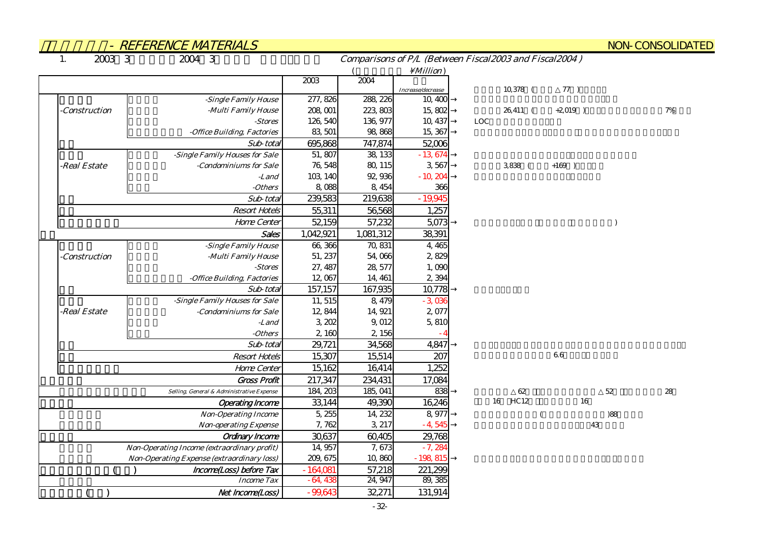## - REFERENCE MATERIALS

NON-CONSOLIDATED

1. 2003 3 2004 3

*Comparisons of P/L (Between Fiscal2003 and Fiscal2004 )*

( ¥Million)

| | | 2003 | 2004 | Increase/decrease | |
|---|---|---|---|---|---|
| -Construction | -Single Family House | 277,826 | 288,226 | 10,400 | → 10,378 ( △77 ) |
| | -Multi Family House | 208,001 | 223,803 | 15,802 | → 26,411 ( +2,019 ) 7% |
| | -Stores | 126,540 | 136,977 | 10,437 | → LOC |
| | -Office Building, Factories | 83,501 | 98,868 | 15,367 | → |
| | Sub-total | 695,868 | 747,874 | 52,006 | |
| -Real Estate | -Single Family Houses for Sale | 51,807 | 38,133 | -13,674 | → |
| | -Condominiums for Sale | 76,548 | 80,115 | 3,567 | → 3,838 ( +169 ) |
| | -Land | 103,140 | 92,936 | -10,204 | → |
| | -Others | 8,088 | 8,454 | 366 | |
| | Sub-total | 239,583 | 219,638 | -19,945 | |
| | Resort Hotels | 55,311 | 56,568 | 1,257 | |
| | Home Center | 52,159 | 57,232 | 5,073 | → ) |
| | Sales | 1,042,921 | 1,081,312 | 38,391 | |
| -Construction | -Single Family House | 66,366 | 70,831 | 4,465 | |
| | -Multi Family House | 51,237 | 54,066 | 2,829 | |
| | -Stores | 27,487 | 28,577 | 1,090 | |
| | -Office Building, Factories | 12,067 | 14,461 | 2,394 | |
| | Sub-total | 157,157 | 167,935 | 10,778 | → |
| -Real Estate | -Single Family Houses for Sale | 11,515 | 8,479 | -3,036 | |
| | -Condominiums for Sale | 12,844 | 14,921 | 2,077 | |
| | -Land | 3,202 | 9,012 | 5,810 | |
| | -Others | 2,160 | 2,156 | -4 | |
| | Sub-total | 29,721 | 34,568 | 4,847 | → |
| | Resort Hotels | 15,307 | 15,514 | 207 | 6.6 |
| | Home Center | 15,162 | 16,414 | 1,252 | |
| | Gross Profit | 217,347 | 234,431 | 17,084 | |
| | Selling, General & Administrative Expense | 184,203 | 185,041 | 838 | → △62 △52 28 |
| | Operating Income | 33,144 | 49,390 | 16,246 | 16 HC12 16 |
| | Non-Operating Income | 5,255 | 14,232 | 8,977 | → ( )88 |
| | Non-operating Expense | 7,762 | 3,217 | -4,545 | → 43 |
| | Ordinary Income | 30,637 | 60,405 | 29,768 | |
| | Non-Operating Income (extraordinary profit) | 14,957 | 7,673 | -7,284 | |
| | Non-Operating Expense (extraordinary loss) | 209,675 | 10,860 | -198,815 | → |
| ( ) | Income(Loss) before Tax | -164,081 | 57,218 | 221,299 | |
| | Income Tax | -64,438 | 24,947 | 89,385 | |
| ( ) | Net Income(Loss) | -99,643 | 32,271 | 131,914 | |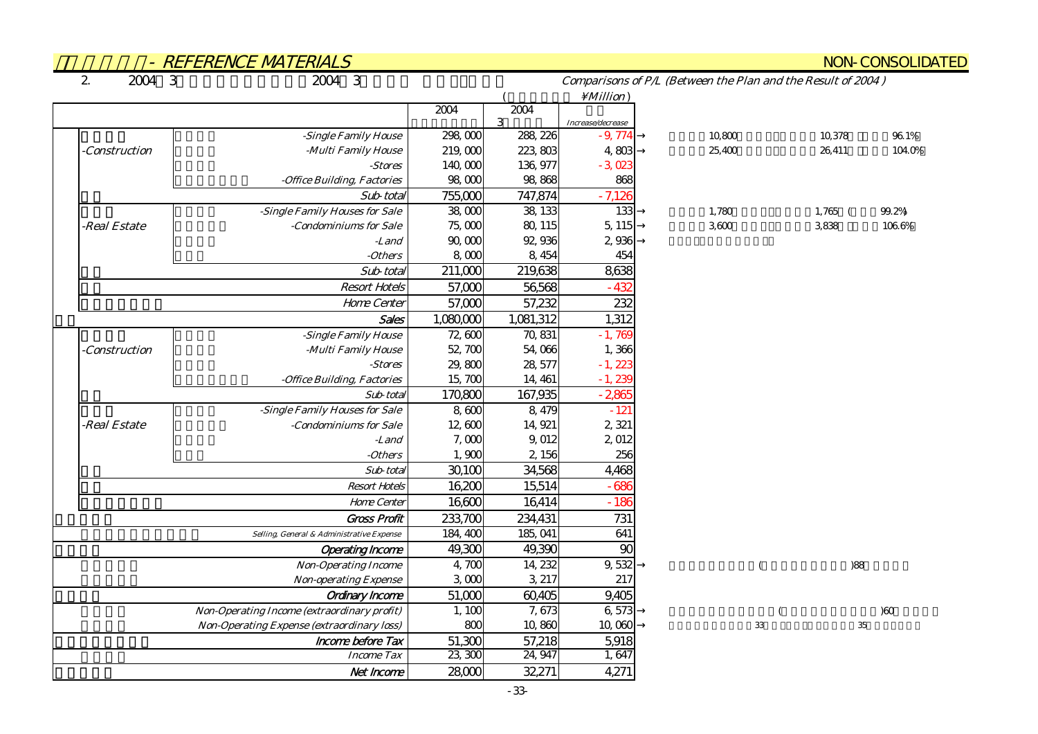## - REFERENCE MATERIALS

NON-CONSOLIDATED

2. 2004 3 2004 3

*Comparisons of P/L (Between the Plan and the Result of 2004)*

( ¥Million)

| | | 2004 | 2004 3 | Increase/decrease | |
|---|---|---|---|---|---|
| -Construction | -Single Family House | 298,000 | 288,226 | -9,774 | → 10,800 10,378 96.1% |
| | -Multi Family House | 219,000 | 223,803 | 4,803 | → 25,400 26,411 104.0% |
| | -Stores | 140,000 | 136,977 | -3,023 | |
| | -Office Building, Factories | 98,000 | 98,868 | 868 | |
| | Sub-total | 755,000 | 747,874 | -7,126 | |
| -Real Estate | -Single Family Houses for Sale | 38,000 | 38,133 | 133 | → 1,780 1,765 ( 99.2%) |
| | -Condominiums for Sale | 75,000 | 80,115 | 5,115 | → 3,600 3,838 106.6% |
| | -Land | 90,000 | 92,936 | 2,936 | → |
| | -Others | 8,000 | 8,454 | 454 | |
| | Sub-total | 211,000 | 219,638 | 8,638 | |
| | Resort Hotels | 57,000 | 56,568 | -432 | |
| | Home Center | 57,000 | 57,232 | 232 | |
| | **Sales** | 1,080,000 | 1,081,312 | 1,312 | |
| -Construction | -Single Family House | 72,600 | 70,831 | -1,769 | |
| | -Multi Family House | 52,700 | 54,066 | 1,366 | |
| | -Stores | 29,800 | 28,577 | -1,223 | |
| | -Office Building, Factories | 15,700 | 14,461 | -1,239 | |
| | Sub-total | 170,800 | 167,935 | -2,865 | |
| -Real Estate | -Single Family Houses for Sale | 8,600 | 8,479 | -121 | |
| | -Condominiums for Sale | 12,600 | 14,921 | 2,321 | |
| | -Land | 7,000 | 9,012 | 2,012 | |
| | -Others | 1,900 | 2,156 | 256 | |
| | Sub-total | 30,100 | 34,568 | 4,468 | |
| | Resort Hotels | 16,200 | 15,514 | -686 | |
| | Home Center | 16,600 | 16,414 | -186 | |
| | **Gross Profit** | 233,700 | 234,431 | 731 | |
| | Selling, General & Administrative Expense | 184,400 | 185,041 | 641 | |
| | **Operating Income** | 49,300 | 49,390 | 90 | |
| | Non-Operating Income | 4,700 | 14,232 | 9,532 | → ( )88 |
| | Non-operating Expense | 3,000 | 3,217 | 217 | |
| | **Ordinary Income** | 51,000 | 60,405 | 9,405 | |
| | Non-Operating Income (extraordinary profit) | 1,100 | 7,673 | 6,573 | → ( )60 |
| | Non-Operating Expense (extraordinary loss) | 800 | 10,860 | 10,060 | → 33 35 |
| | **Income before Tax** | 51,300 | 57,218 | 5,918 | |
| | Income Tax | 23,300 | 24,947 | 1,647 | |
| | **Net Income** | 28,000 | 32,271 | 4,271 | |